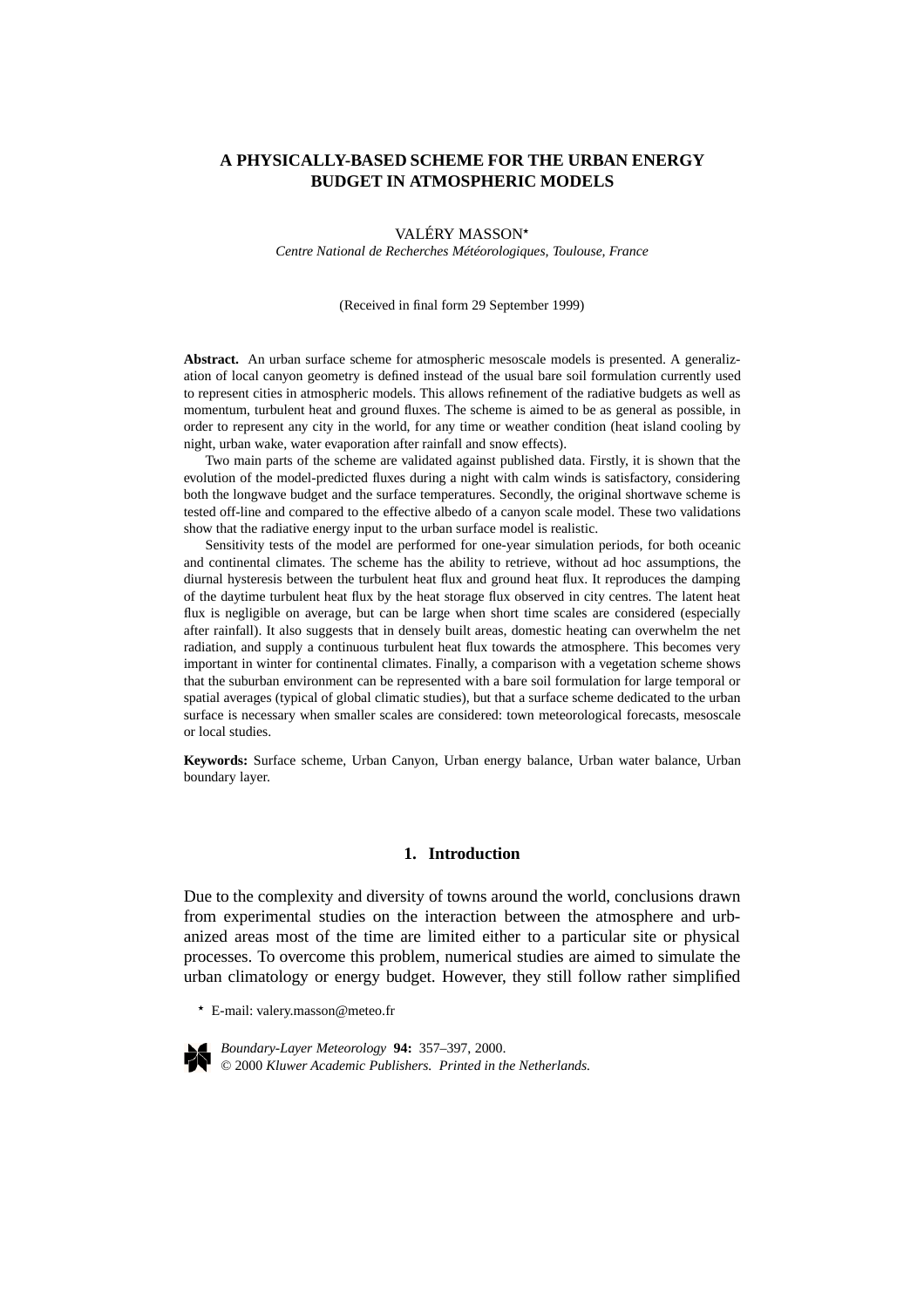# A PHYSICALLY-BASED SCHEME FOR THE URBAN ENERGY BUDGET IN ATMOSPHERIC MODELS

VALÉRY MASSON*

*Centre National de Recherches Météorologiques, Toulouse, France*

(Received in final form 29 September 1999)

**Abstract.** An urban surface scheme for atmospheric mesoscale models is presented. A generalization of local canyon geometry is defined instead of the usual bare soil formulation currently used to represent cities in atmospheric models. This allows refinement of the radiative budgets as well as momentum, turbulent heat and ground fluxes. The scheme is aimed to be as general as possible, in order to represent any city in the world, for any time or weather condition (heat island cooling by night, urban wake, water evaporation after rainfall and snow effects).

Two main parts of the scheme are validated against published data. Firstly, it is shown that the evolution of the model-predicted fluxes during a night with calm winds is satisfactory, considering both the longwave budget and the surface temperatures. Secondly, the original shortwave scheme is tested off-line and compared to the effective albedo of a canyon scale model. These two validations show that the radiative energy input to the urban surface model is realistic.

Sensitivity tests of the model are performed for one-year simulation periods, for both oceanic and continental climates. The scheme has the ability to retrieve, without ad hoc assumptions, the diurnal hysteresis between the turbulent heat flux and ground heat flux. It reproduces the damping of the daytime turbulent heat flux by the heat storage flux observed in city centres. The latent heat flux is negligible on average, but can be large when short time scales are considered (especially after rainfall). It also suggests that in densely built areas, domestic heating can overwhelm the net radiation, and supply a continuous turbulent heat flux towards the atmosphere. This becomes very important in winter for continental climates. Finally, a comparison with a vegetation scheme shows that the suburban environment can be represented with a bare soil formulation for large temporal or spatial averages (typical of global climatic studies), but that a surface scheme dedicated to the urban surface is necessary when smaller scales are considered: town meteorological forecasts, mesoscale or local studies.

**Keywords:** Surface scheme, Urban Canyon, Urban energy balance, Urban water balance, Urban boundary layer.

## 1. Introduction

Due to the complexity and diversity of towns around the world, conclusions drawn from experimental studies on the interaction between the atmosphere and urbanized areas most of the time are limited either to a particular site or physical processes. To overcome this problem, numerical studies are aimed to simulate the urban climatology or energy budget. However, they still follow rather simplified

* E-mail: valery.masson@meteo.fr

*Boundary-Layer Meteorology* **94:** 357–397, 2000.
© 2000 *Kluwer Academic Publishers. Printed in the Netherlands.*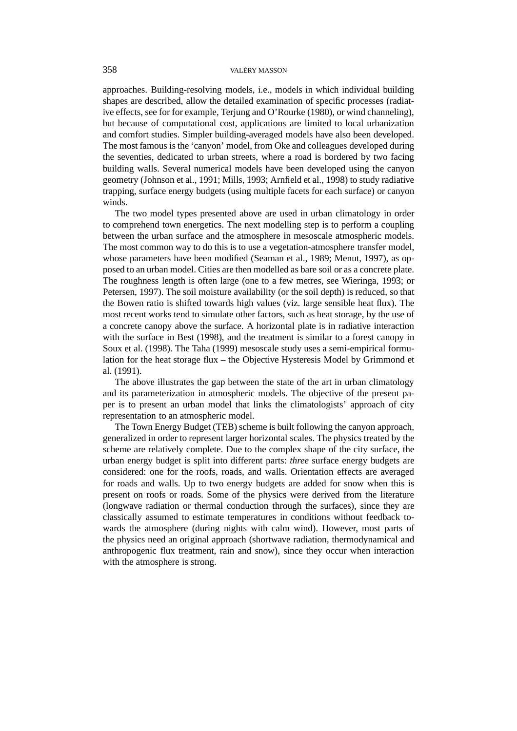approaches. Building-resolving models, i.e., models in which individual building shapes are described, allow the detailed examination of specific processes (radiative effects, see for for example, Terjung and O'Rourke (1980), or wind channeling), but because of computational cost, applications are limited to local urbanization and comfort studies. Simpler building-averaged models have also been developed. The most famous is the 'canyon' model, from Oke and colleagues developed during the seventies, dedicated to urban streets, where a road is bordered by two facing building walls. Several numerical models have been developed using the canyon geometry (Johnson et al., 1991; Mills, 1993; Arnfield et al., 1998) to study radiative trapping, surface energy budgets (using multiple facets for each surface) or canyon winds.

The two model types presented above are used in urban climatology in order to comprehend town energetics. The next modelling step is to perform a coupling between the urban surface and the atmosphere in mesoscale atmospheric models. The most common way to do this is to use a vegetation-atmosphere transfer model, whose parameters have been modified (Seaman et al., 1989; Menut, 1997), as opposed to an urban model. Cities are then modelled as bare soil or as a concrete plate. The roughness length is often large (one to a few metres, see Wieringa, 1993; or Petersen, 1997). The soil moisture availability (or the soil depth) is reduced, so that the Bowen ratio is shifted towards high values (viz. large sensible heat flux). The most recent works tend to simulate other factors, such as heat storage, by the use of a concrete canopy above the surface. A horizontal plate is in radiative interaction with the surface in Best (1998), and the treatment is similar to a forest canopy in Soux et al. (1998). The Taha (1999) mesoscale study uses a semi-empirical formulation for the heat storage flux – the Objective Hysteresis Model by Grimmond et al. (1991).

The above illustrates the gap between the state of the art in urban climatology and its parameterization in atmospheric models. The objective of the present paper is to present an urban model that links the climatologists' approach of city representation to an atmospheric model.

The Town Energy Budget (TEB) scheme is built following the canyon approach, generalized in order to represent larger horizontal scales. The physics treated by the scheme are relatively complete. Due to the complex shape of the city surface, the urban energy budget is split into different parts: *three* surface energy budgets are considered: one for the roofs, roads, and walls. Orientation effects are averaged for roads and walls. Up to two energy budgets are added for snow when this is present on roofs or roads. Some of the physics were derived from the literature (longwave radiation or thermal conduction through the surfaces), since they are classically assumed to estimate temperatures in conditions without feedback towards the atmosphere (during nights with calm wind). However, most parts of the physics need an original approach (shortwave radiation, thermodynamical and anthropogenic flux treatment, rain and snow), since they occur when interaction with the atmosphere is strong.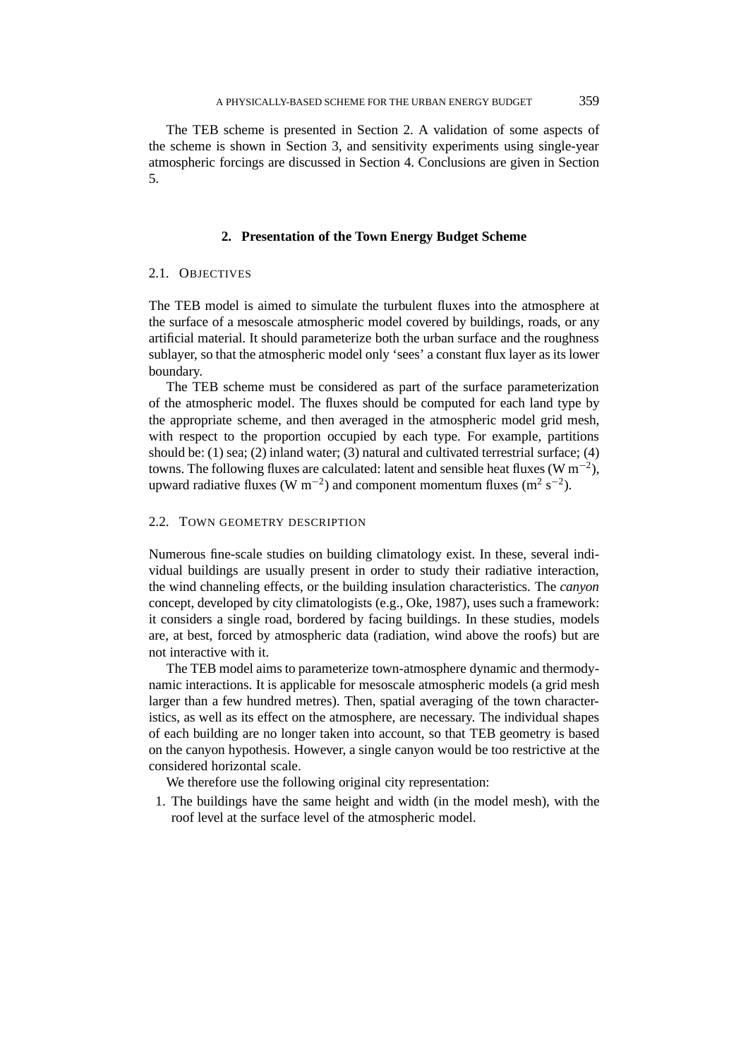The TEB scheme is presented in Section 2. A validation of some aspects of the scheme is shown in Section 3, and sensitivity experiments using single-year atmospheric forcings are discussed in Section 4. Conclusions are given in Section 5.

## 2. Presentation of the Town Energy Budget Scheme

### 2.1. Objectives

The TEB model is aimed to simulate the turbulent fluxes into the atmosphere at the surface of a mesoscale atmospheric model covered by buildings, roads, or any artificial material. It should parameterize both the urban surface and the roughness sublayer, so that the atmospheric model only 'sees' a constant flux layer as its lower boundary.

The TEB scheme must be considered as part of the surface parameterization of the atmospheric model. The fluxes should be computed for each land type by the appropriate scheme, and then averaged in the atmospheric model grid mesh, with respect to the proportion occupied by each type. For example, partitions should be: (1) sea; (2) inland water; (3) natural and cultivated terrestrial surface; (4) towns. The following fluxes are calculated: latent and sensible heat fluxes (W $m^{-2}$), upward radiative fluxes (W $m^{-2}$) and component momentum fluxes ($m^2$ $s^{-2}$).

### 2.2. Town geometry description

Numerous fine-scale studies on building climatology exist. In these, several individual buildings are usually present in order to study their radiative interaction, the wind channeling effects, or the building insulation characteristics. The *canyon* concept, developed by city climatologists (e.g., Oke, 1987), uses such a framework: it considers a single road, bordered by facing buildings. In these studies, models are, at best, forced by atmospheric data (radiation, wind above the roofs) but are not interactive with it.

The TEB model aims to parameterize town-atmosphere dynamic and thermodynamic interactions. It is applicable for mesoscale atmospheric models (a grid mesh larger than a few hundred metres). Then, spatial averaging of the town characteristics, as well as its effect on the atmosphere, are necessary. The individual shapes of each building are no longer taken into account, so that TEB geometry is based on the canyon hypothesis. However, a single canyon would be too restrictive at the considered horizontal scale.

We therefore use the following original city representation:

1. The buildings have the same height and width (in the model mesh), with the roof level at the surface level of the atmospheric model.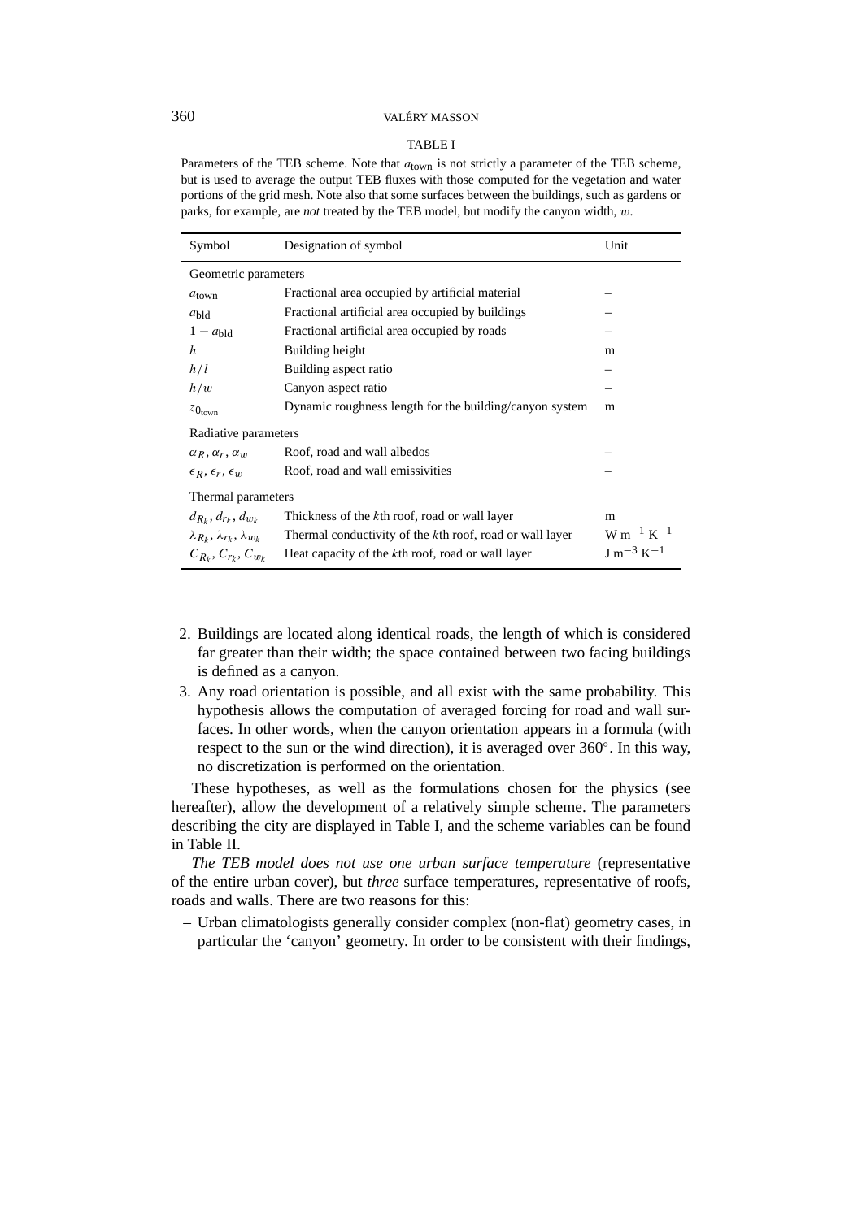TABLE I

Parameters of the TEB scheme. Note that $a_{\text{town}}$ is not strictly a parameter of the TEB scheme, but is used to average the output TEB fluxes with those computed for the vegetation and water portions of the grid mesh. Note also that some surfaces between the buildings, such as gardens or parks, for example, are *not* treated by the TEB model, but modify the canyon width, $w$.

| Symbol | Designation of symbol | Unit |
|---|---|---|
| Geometric parameters | | |
| $a_{\text{town}}$ | Fractional area occupied by artificial material | – |
| $a_{\text{bld}}$ | Fractional artificial area occupied by buildings | – |
| $1 - a_{\text{bld}}$ | Fractional artificial area occupied by roads | – |
| $h$ | Building height | m |
| $h/l$ | Building aspect ratio | – |
| $h/w$ | Canyon aspect ratio | – |
| $z_{0_{\text{town}}}$ | Dynamic roughness length for the building/canyon system | m |
| Radiative parameters | | |
| $\alpha_R, \alpha_r, \alpha_w$ | Roof, road and wall albedos | – |
| $\epsilon_R, \epsilon_r, \epsilon_w$ | Roof, road and wall emissivities | – |
| Thermal parameters | | |
| $d_{R_k}, d_{r_k}, d_{w_k}$ | Thickness of the $k$th roof, road or wall layer | m |
| $\lambda_{R_k}, \lambda_{r_k}, \lambda_{w_k}$ | Thermal conductivity of the $k$th roof, road or wall layer | W m$^{-1}$ K$^{-1}$ |
| $C_{R_k}, C_{r_k}, C_{w_k}$ | Heat capacity of the $k$th roof, road or wall layer | J m$^{-3}$ K$^{-1}$ |

2. Buildings are located along identical roads, the length of which is considered far greater than their width; the space contained between two facing buildings is defined as a canyon.
3. Any road orientation is possible, and all exist with the same probability. This hypothesis allows the computation of averaged forcing for road and wall surfaces. In other words, when the canyon orientation appears in a formula (with respect to the sun or the wind direction), it is averaged over 360°. In this way, no discretization is performed on the orientation.

These hypotheses, as well as the formulations chosen for the physics (see hereafter), allow the development of a relatively simple scheme. The parameters describing the city are displayed in Table I, and the scheme variables can be found in Table II.

*The TEB model does not use one urban surface temperature* (representative of the entire urban cover), but *three* surface temperatures, representative of roofs, roads and walls. There are two reasons for this:

– Urban climatologists generally consider complex (non-flat) geometry cases, in particular the 'canyon' geometry. In order to be consistent with their findings,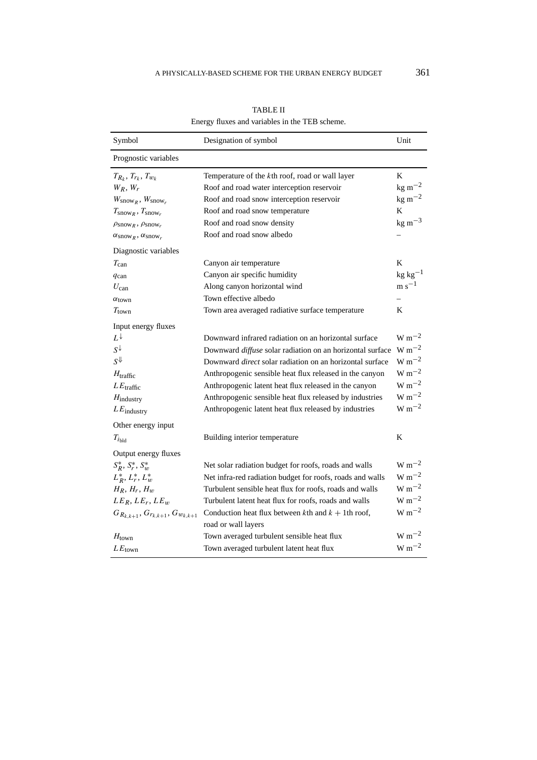TABLE II

Energy fluxes and variables in the TEB scheme.

| Symbol | Designation of symbol | Unit |
|---|---|---|
| Prognostic variables | | |
| $T_{R_k}$, $T_{r_k}$, $T_{w_k}$ | Temperature of the $k$th roof, road or wall layer | K |
| $W_R$, $W_r$ | Roof and road water interception reservoir | kg m$^{-2}$ |
| $W_{\text{snow}_R}$, $W_{\text{snow}_r}$ | Roof and road snow interception reservoir | kg m$^{-2}$ |
| $T_{\text{snow}_R}$, $T_{\text{snow}_r}$ | Roof and road snow temperature | K |
| $\rho_{\text{snow}_R}$, $\rho_{\text{snow}_r}$ | Roof and road snow density | kg m$^{-3}$ |
| $\alpha_{\text{snow}_R}$, $\alpha_{\text{snow}_r}$ | Roof and road snow albedo | – |
| Diagnostic variables | | |
| $T_{\text{can}}$ | Canyon air temperature | K |
| $q_{\text{can}}$ | Canyon air specific humidity | kg kg$^{-1}$ |
| $U_{\text{can}}$ | Along canyon horizontal wind | m s$^{-1}$ |
| $\alpha_{\text{town}}$ | Town effective albedo | – |
| $T_{\text{town}}$ | Town area averaged radiative surface temperature | K |
| Input energy fluxes | | |
| $L^{\downarrow}$ | Downward infrared radiation on an horizontal surface | W m$^{-2}$ |
| $S^{\downarrow}$ | Downward *diffuse* solar radiation on an horizontal surface | W m$^{-2}$ |
| $S^{\Downarrow}$ | Downward *direct* solar radiation on an horizontal surface | W m$^{-2}$ |
| $H_{\text{traffic}}$ | Anthropogenic sensible heat flux released in the canyon | W m$^{-2}$ |
| $LE_{\text{traffic}}$ | Anthropogenic latent heat flux released in the canyon | W m$^{-2}$ |
| $H_{\text{industry}}$ | Anthropogenic sensible heat flux released by industries | W m$^{-2}$ |
| $LE_{\text{industry}}$ | Anthropogenic latent heat flux released by industries | W m$^{-2}$ |
| Other energy input | | |
| $T_{i_{\text{bld}}}$ | Building interior temperature | K |
| Output energy fluxes | | |
| $S^*_R$, $S^*_r$, $S^*_w$ | Net solar radiation budget for roofs, roads and walls | W m$^{-2}$ |
| $L^*_R$, $L^*_r$, $L^*_w$ | Net infra-red radiation budget for roofs, roads and walls | W m$^{-2}$ |
| $H_R$, $H_r$, $H_w$ | Turbulent sensible heat flux for roofs, roads and walls | W m$^{-2}$ |
| $LE_R$, $LE_r$, $LE_w$ | Turbulent latent heat flux for roofs, roads and walls | W m$^{-2}$ |
| $G_{R_{k,k+1}}$, $G_{r_{k,k+1}}$, $G_{w_{k,k+1}}$ | Conduction heat flux between $k$th and $k+1$th roof, road or wall layers | W m$^{-2}$ |
| $H_{\text{town}}$ | Town averaged turbulent sensible heat flux | W m$^{-2}$ |
| $LE_{\text{town}}$ | Town averaged turbulent latent heat flux | W m$^{-2}$ |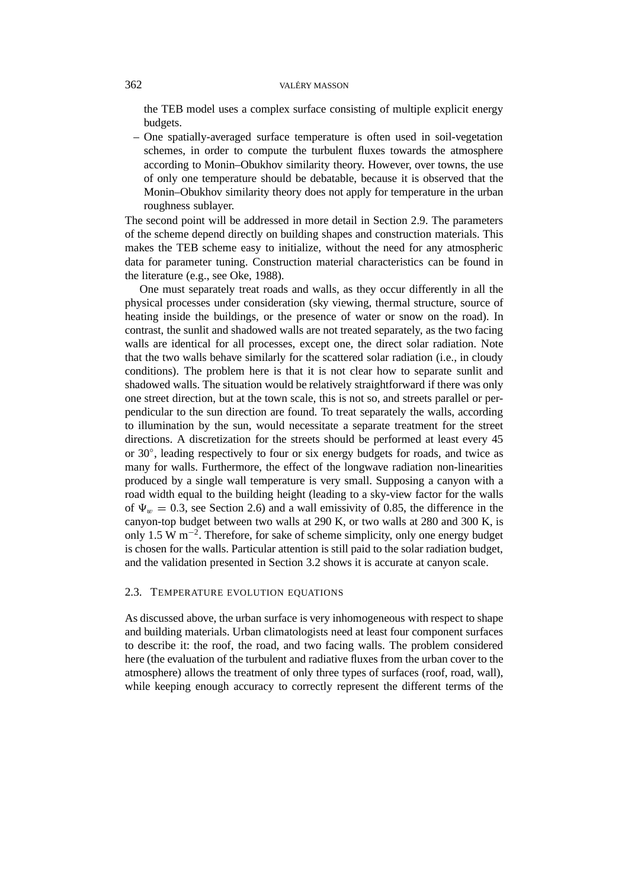the TEB model uses a complex surface consisting of multiple explicit energy budgets.

– One spatially-averaged surface temperature is often used in soil-vegetation schemes, in order to compute the turbulent fluxes towards the atmosphere according to Monin–Obukhov similarity theory. However, over towns, the use of only one temperature should be debatable, because it is observed that the Monin–Obukhov similarity theory does not apply for temperature in the urban roughness sublayer.

The second point will be addressed in more detail in Section 2.9. The parameters of the scheme depend directly on building shapes and construction materials. This makes the TEB scheme easy to initialize, without the need for any atmospheric data for parameter tuning. Construction material characteristics can be found in the literature (e.g., see Oke, 1988).

One must separately treat roads and walls, as they occur differently in all the physical processes under consideration (sky viewing, thermal structure, source of heating inside the buildings, or the presence of water or snow on the road). In contrast, the sunlit and shadowed walls are not treated separately, as the two facing walls are identical for all processes, except one, the direct solar radiation. Note that the two walls behave similarly for the scattered solar radiation (i.e., in cloudy conditions). The problem here is that it is not clear how to separate sunlit and shadowed walls. The situation would be relatively straightforward if there was only one street direction, but at the town scale, this is not so, and streets parallel or perpendicular to the sun direction are found. To treat separately the walls, according to illumination by the sun, would necessitate a separate treatment for the street directions. A discretization for the streets should be performed at least every 45 or 30°, leading respectively to four or six energy budgets for roads, and twice as many for walls. Furthermore, the effect of the longwave radiation non-linearities produced by a single wall temperature is very small. Supposing a canyon with a road width equal to the building height (leading to a sky-view factor for the walls of $\Psi_w = 0.3$, see Section 2.6) and a wall emissivity of 0.85, the difference in the canyon-top budget between two walls at 290 K, or two walls at 280 and 300 K, is only 1.5 W m$^{-2}$. Therefore, for sake of scheme simplicity, only one energy budget is chosen for the walls. Particular attention is still paid to the solar radiation budget, and the validation presented in Section 3.2 shows it is accurate at canyon scale.

## 2.3. Temperature Evolution Equations

As discussed above, the urban surface is very inhomogeneous with respect to shape and building materials. Urban climatologists need at least four component surfaces to describe it: the roof, the road, and two facing walls. The problem considered here (the evaluation of the turbulent and radiative fluxes from the urban cover to the atmosphere) allows the treatment of only three types of surfaces (roof, road, wall), while keeping enough accuracy to correctly represent the different terms of the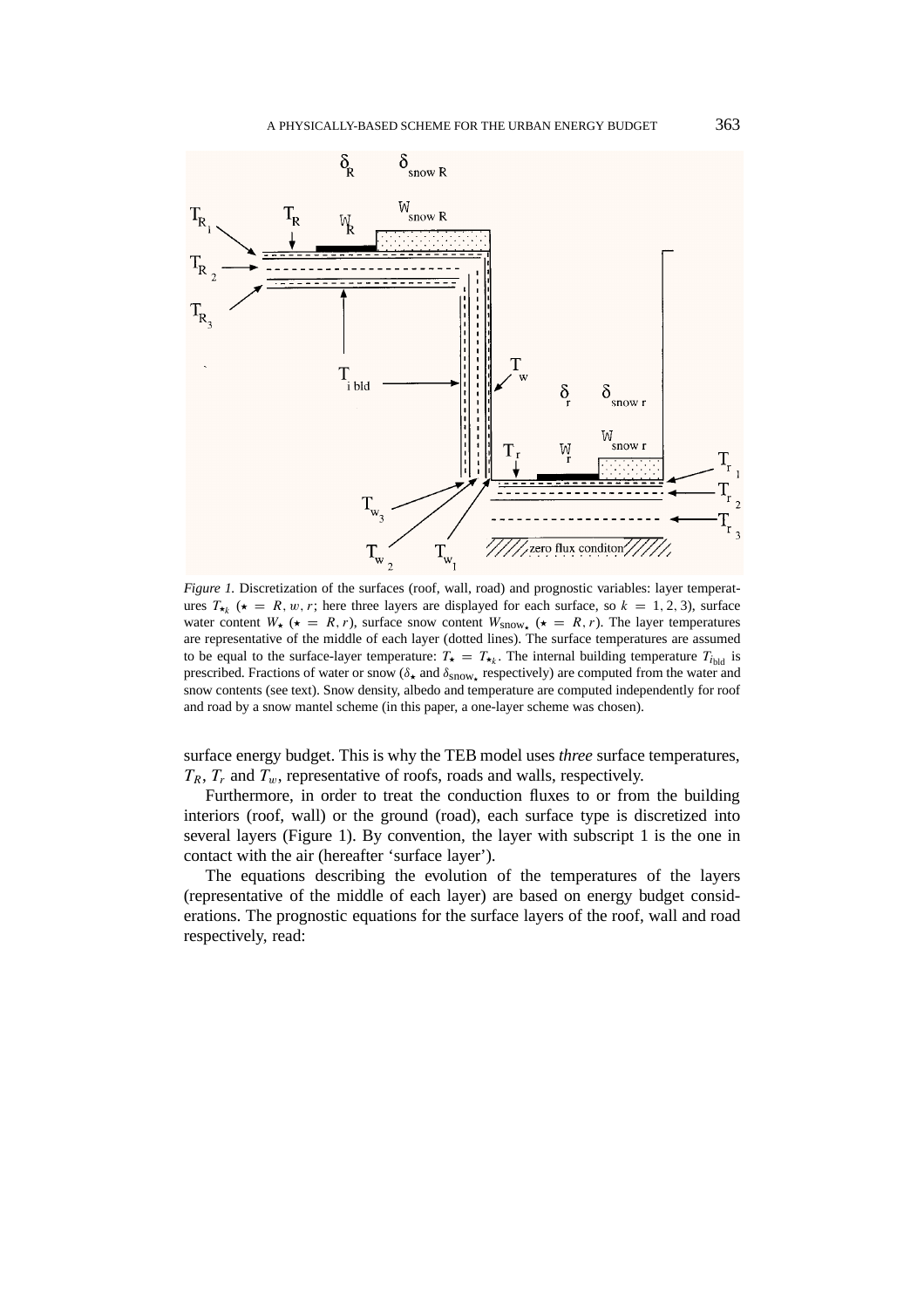*Figure 1.* Discretization of the surfaces (roof, wall, road) and prognostic variables: layer temperatures $T_{\star_k}$ ($\star = R, w, r$; here three layers are displayed for each surface, so $k = 1, 2, 3$), surface water content $W_\star$ ($\star = R, r$), surface snow content $W_{\text{snow}_\star}$ ($\star = R, r$). The layer temperatures are representative of the middle of each layer (dotted lines). The surface temperatures are assumed to be equal to the surface-layer temperature: $T_\star = T_{\star_k}$. The internal building temperature $T_{i_{\text{bld}}}$ is prescribed. Fractions of water or snow ($\delta_\star$ and $\delta_{\text{snow}_\star}$ respectively) are computed from the water and snow contents (see text). Snow density, albedo and temperature are computed independently for roof and road by a snow mantel scheme (in this paper, a one-layer scheme was chosen).

surface energy budget. This is why the TEB model uses *three* surface temperatures, $T_R$, $T_r$ and $T_w$, representative of roofs, roads and walls, respectively.

Furthermore, in order to treat the conduction fluxes to or from the building interiors (roof, wall) or the ground (road), each surface type is discretized into several layers (Figure 1). By convention, the layer with subscript 1 is the one in contact with the air (hereafter 'surface layer').

The equations describing the evolution of the temperatures of the layers (representative of the middle of each layer) are based on energy budget considerations. The prognostic equations for the surface layers of the roof, wall and road respectively, read: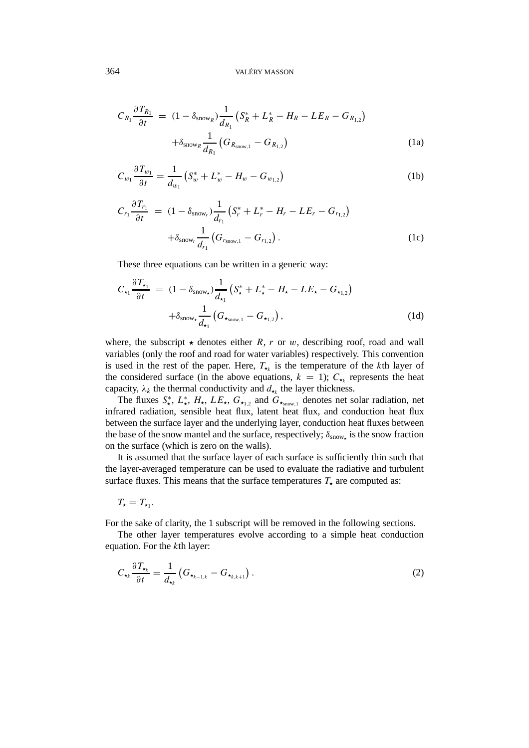$$C_{R_1} \frac{\partial T_{R_1}}{\partial t} = (1 - \delta_{\text{snow}_R}) \frac{1}{d_{R_1}} \left( S_R^* + L_R^* - H_R - LE_R - G_{R_{1,2}} \right) + \delta_{\text{snow}_R} \frac{1}{d_{R_1}} \left( G_{R_{\text{snow},1}} - G_{R_{1,2}} \right) \tag{1a}$$

$$C_{w_1} \frac{\partial T_{w_1}}{\partial t} = \frac{1}{d_{w_1}} \left( S_w^* + L_w^* - H_w - G_{w_{1,2}} \right) \tag{1b}$$

$$C_{r_1} \frac{\partial T_{r_1}}{\partial t} = (1 - \delta_{\text{snow}_r}) \frac{1}{d_{r_1}} \left( S_r^* + L_r^* - H_r - LE_r - G_{r_{1,2}} \right) + \delta_{\text{snow}_r} \frac{1}{d_{r_1}} \left( G_{r_{\text{snow},1}} - G_{r_{1,2}} \right). \tag{1c}$$

These three equations can be written in a generic way:

$$C_{\star_1} \frac{\partial T_{\star_1}}{\partial t} = (1 - \delta_{\text{snow}_\star}) \frac{1}{d_{\star_1}} \left( S_\star^* + L_\star^* - H_\star - LE_\star - G_{\star_{1,2}} \right) + \delta_{\text{snow}_\star} \frac{1}{d_{\star_1}} \left( G_{\star_{\text{snow},1}} - G_{\star_{1,2}} \right), \tag{1d}$$

where, the subscript $\star$ denotes either $R$, $r$ or $w$, describing roof, road and wall variables (only the roof and road for water variables) respectively. This convention is used in the rest of the paper. Here, $T_{\star_k}$ is the temperature of the $k$th layer of the considered surface (in the above equations, $k = 1$); $C_{\star_k}$ represents the heat capacity, $\lambda_k$ the thermal conductivity and $d_{\star_k}$ the layer thickness.

The fluxes $S_\star^*$, $L_\star^*$, $H_\star$, $LE_\star$, $G_{\star_{1,2}}$ and $G_{\star_{\text{snow},1}}$ denotes net solar radiation, net infrared radiation, sensible heat flux, latent heat flux, and conduction heat flux between the surface layer and the underlying layer, conduction heat fluxes between the base of the snow mantel and the surface, respectively; $\delta_{\text{snow}_\star}$ is the snow fraction on the surface (which is zero on the walls).

It is assumed that the surface layer of each surface is sufficiently thin such that the layer-averaged temperature can be used to evaluate the radiative and turbulent surface fluxes. This means that the surface temperatures $T_\star$ are computed as:

$$T_\star = T_{\star_1}.$$

For the sake of clarity, the 1 subscript will be removed in the following sections.

The other layer temperatures evolve according to a simple heat conduction equation. For the $k$th layer:

$$C_{\star_k} \frac{\partial T_{\star_k}}{\partial t} = \frac{1}{d_{\star_k}} \left( G_{\star_{k-1,k}} - G_{\star_{k,k+1}} \right). \tag{2}$$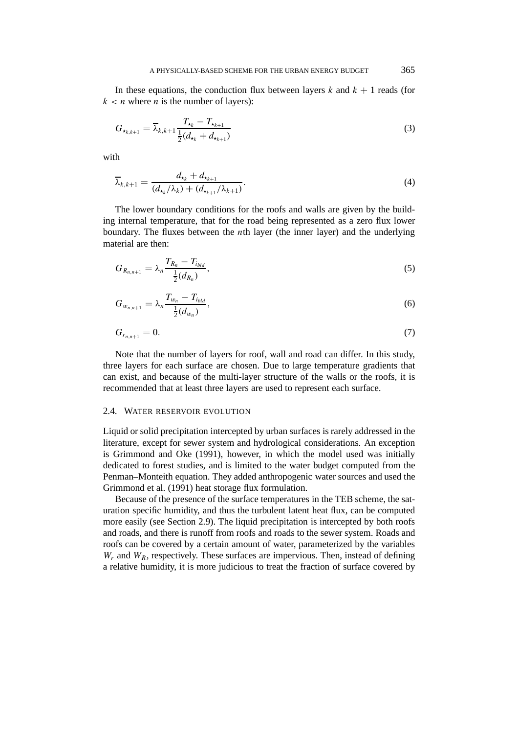In these equations, the conduction flux between layers $k$ and $k + 1$ reads (for $k < n$ where $n$ is the number of layers):

$$G_{\star_{k,k+1}} = \overline{\lambda}_{k,k+1} \frac{T_{\star_k} - T_{\star_{k+1}}}{\frac{1}{2}(d_{\star_k} + d_{\star_{k+1}})} \tag{3}$$

with

$$\overline{\lambda}_{k,k+1} = \frac{d_{\star_k} + d_{\star_{k+1}}}{(d_{\star_k}/\lambda_k) + (d_{\star_{k+1}}/\lambda_{k+1})}. \tag{4}$$

The lower boundary conditions for the roofs and walls are given by the building internal temperature, that for the road being represented as a zero flux lower boundary. The fluxes between the $n$th layer (the inner layer) and the underlying material are then:

$$G_{R_{n,n+1}} = \lambda_n \frac{T_{R_n} - T_{i_{bld}}}{\frac{1}{2}(d_{R_n})}, \tag{5}$$

$$G_{w_{n,n+1}} = \lambda_n \frac{T_{w_n} - T_{i_{bld}}}{\frac{1}{2}(d_{w_n})}, \tag{6}$$

$$G_{r_{n,n+1}} = 0. \tag{7}$$

Note that the number of layers for roof, wall and road can differ. In this study, three layers for each surface are chosen. Due to large temperature gradients that can exist, and because of the multi-layer structure of the walls or the roofs, it is recommended that at least three layers are used to represent each surface.

### 2.4. Water Reservoir Evolution

Liquid or solid precipitation intercepted by urban surfaces is rarely addressed in the literature, except for sewer system and hydrological considerations. An exception is Grimmond and Oke (1991), however, in which the model used was initially dedicated to forest studies, and is limited to the water budget computed from the Penman–Monteith equation. They added anthropogenic water sources and used the Grimmond et al. (1991) heat storage flux formulation.

Because of the presence of the surface temperatures in the TEB scheme, the saturation specific humidity, and thus the turbulent latent heat flux, can be computed more easily (see Section 2.9). The liquid precipitation is intercepted by both roofs and roads, and there is runoff from roofs and roads to the sewer system. Roads and roofs can be covered by a certain amount of water, parameterized by the variables $W_r$ and $W_R$, respectively. These surfaces are impervious. Then, instead of defining a relative humidity, it is more judicious to treat the fraction of surface covered by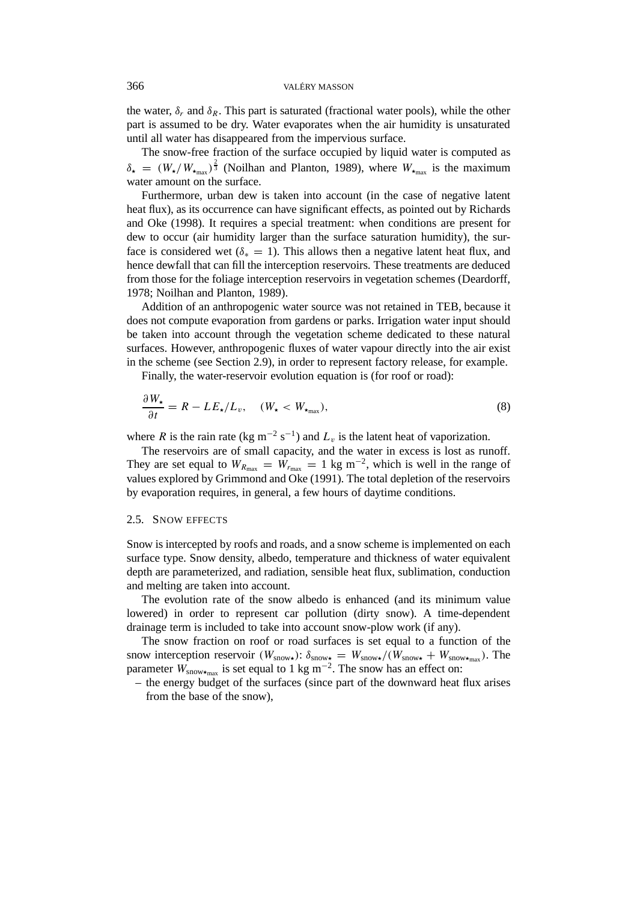the water, $\delta_r$ and $\delta_R$. This part is saturated (fractional water pools), while the other part is assumed to be dry. Water evaporates when the air humidity is unsaturated until all water has disappeared from the impervious surface.

The snow-free fraction of the surface occupied by liquid water is computed as $\delta_\star = (W_\star / W_{\star_{\max}})^{\frac{2}{3}}$ (Noilhan and Planton, 1989), where $W_{\star_{\max}}$ is the maximum water amount on the surface.

Furthermore, urban dew is taken into account (in the case of negative latent heat flux), as its occurrence can have significant effects, as pointed out by Richards and Oke (1998). It requires a special treatment: when conditions are present for dew to occur (air humidity larger than the surface saturation humidity), the surface is considered wet ($\delta_* = 1$). This allows then a negative latent heat flux, and hence dewfall that can fill the interception reservoirs. These treatments are deduced from those for the foliage interception reservoirs in vegetation schemes (Deardorff, 1978; Noilhan and Planton, 1989).

Addition of an anthropogenic water source was not retained in TEB, because it does not compute evaporation from gardens or parks. Irrigation water input should be taken into account through the vegetation scheme dedicated to these natural surfaces. However, anthropogenic fluxes of water vapour directly into the air exist in the scheme (see Section 2.9), in order to represent factory release, for example.

Finally, the water-reservoir evolution equation is (for roof or road):

$$\frac{\partial W_\star}{\partial t} = R - LE_\star / L_v, \quad (W_\star < W_{\star_{\max}}), \tag{8}$$

where $R$ is the rain rate (kg m$^{-2}$ s$^{-1}$) and $L_v$ is the latent heat of vaporization.

The reservoirs are of small capacity, and the water in excess is lost as runoff. They are set equal to $W_{R_{\max}} = W_{r_{\max}} = 1$ kg m$^{-2}$, which is well in the range of values explored by Grimmond and Oke (1991). The total depletion of the reservoirs by evaporation requires, in general, a few hours of daytime conditions.

### 2.5. Snow Effects

Snow is intercepted by roofs and roads, and a snow scheme is implemented on each surface type. Snow density, albedo, temperature and thickness of water equivalent depth are parameterized, and radiation, sensible heat flux, sublimation, conduction and melting are taken into account.

The evolution rate of the snow albedo is enhanced (and its minimum value lowered) in order to represent car pollution (dirty snow). A time-dependent drainage term is included to take into account snow-plow work (if any).

The snow fraction on roof or road surfaces is set equal to a function of the snow interception reservoir ($W_{\text{snow}\star}$): $\delta_{\text{snow}\star} = W_{\text{snow}\star} / (W_{\text{snow}\star} + W_{\text{snow}\star_{\max}})$. The parameter $W_{\text{snow}\star_{\max}}$ is set equal to 1 kg m$^{-2}$. The snow has an effect on:

– the energy budget of the surfaces (since part of the downward heat flux arises from the base of the snow),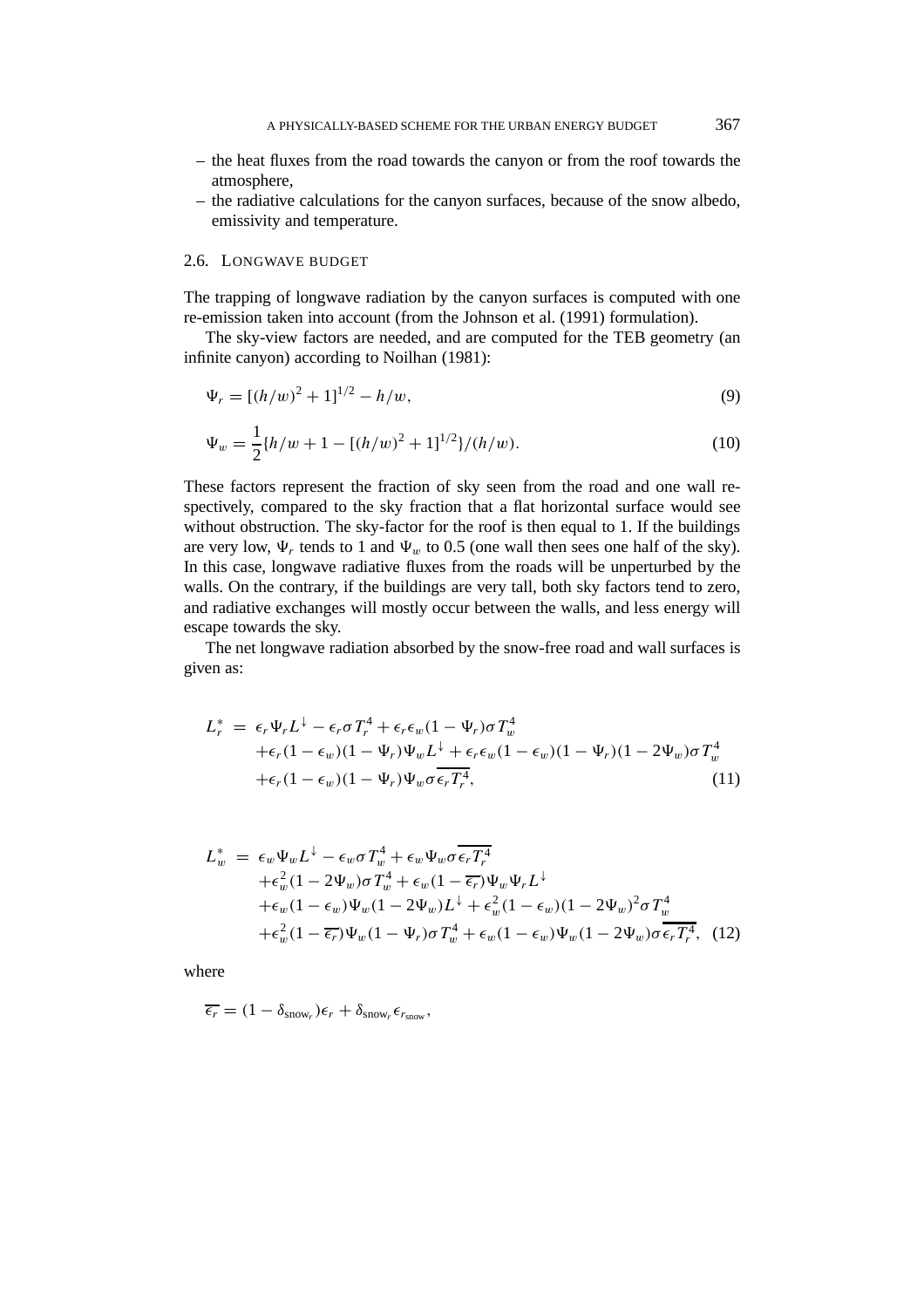- the heat fluxes from the road towards the canyon or from the roof towards the atmosphere,
- the radiative calculations for the canyon surfaces, because of the snow albedo, emissivity and temperature.

### 2.6. Longwave Budget

The trapping of longwave radiation by the canyon surfaces is computed with one re-emission taken into account (from the Johnson et al. (1991) formulation).

The sky-view factors are needed, and are computed for the TEB geometry (an infinite canyon) according to Noilhan (1981):

$$\Psi_r = [(h/w)^2 + 1]^{1/2} - h/w, \tag{9}$$

$$\Psi_w = \frac{1}{2}\{h/w + 1 - [(h/w)^2 + 1]^{1/2}\}/(h/w). \tag{10}$$

These factors represent the fraction of sky seen from the road and one wall respectively, compared to the sky fraction that a flat horizontal surface would see without obstruction. The sky-factor for the roof is then equal to 1. If the buildings are very low, $\Psi_r$ tends to 1 and $\Psi_w$ to 0.5 (one wall then sees one half of the sky). In this case, longwave radiative fluxes from the roads will be unperturbed by the walls. On the contrary, if the buildings are very tall, both sky factors tend to zero, and radiative exchanges will mostly occur between the walls, and less energy will escape towards the sky.

The net longwave radiation absorbed by the snow-free road and wall surfaces is given as:

$$\begin{aligned} L_r^* = {} & \epsilon_r \Psi_r L^{\downarrow} - \epsilon_r \sigma T_r^4 + \epsilon_r \epsilon_w (1 - \Psi_r) \sigma T_w^4 \\ & + \epsilon_r (1 - \epsilon_w)(1 - \Psi_r) \Psi_w L^{\downarrow} + \epsilon_r \epsilon_w (1 - \epsilon_w)(1 - \Psi_r)(1 - 2\Psi_w) \sigma T_w^4 \\ & + \epsilon_r (1 - \epsilon_w)(1 - \Psi_r) \Psi_w \sigma \overline{\epsilon_r T_r^4}, \end{aligned} \tag{11}$$

$$\begin{aligned} L_w^* = {} & \epsilon_w \Psi_w L^{\downarrow} - \epsilon_w \sigma T_w^4 + \epsilon_w \Psi_w \sigma \overline{\epsilon_r T_r^4} \\ & + \epsilon_w^2 (1 - 2\Psi_w) \sigma T_w^4 + \epsilon_w (1 - \overline{\epsilon_r}) \Psi_w \Psi_r L^{\downarrow} \\ & + \epsilon_w (1 - \epsilon_w) \Psi_w (1 - 2\Psi_w) L^{\downarrow} + \epsilon_w^2 (1 - \epsilon_w)(1 - 2\Psi_w)^2 \sigma T_w^4 \\ & + \epsilon_w^2 (1 - \overline{\epsilon_r}) \Psi_w (1 - \Psi_r) \sigma T_w^4 + \epsilon_w (1 - \epsilon_w) \Psi_w (1 - 2\Psi_w) \sigma \overline{\epsilon_r T_r^4}, \end{aligned} \tag{12}$$

where

$$\overline{\epsilon_r} = (1 - \delta_{\text{snow}_r})\epsilon_r + \delta_{\text{snow}_r} \epsilon_{r_{\text{snow}}},$$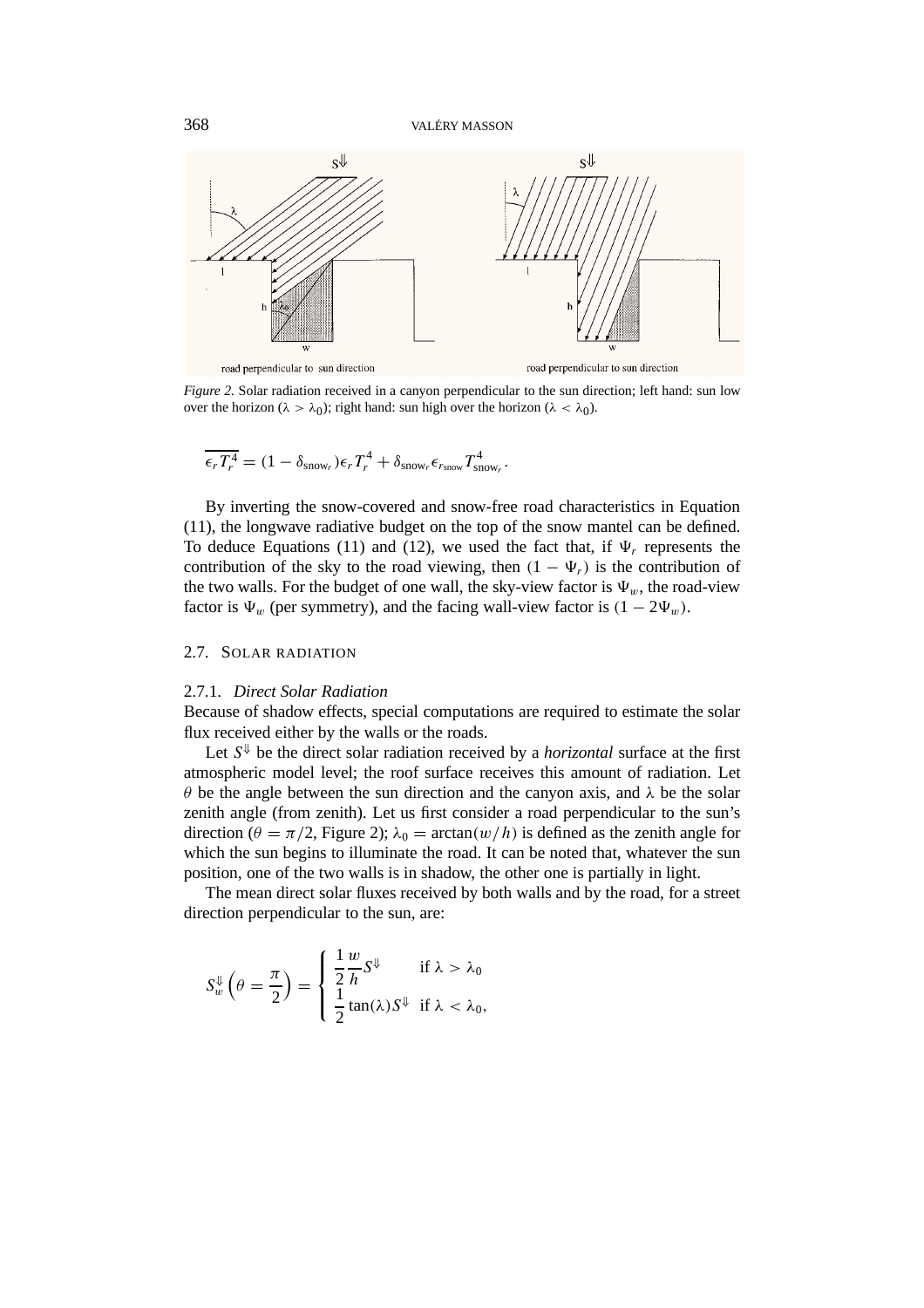*Figure 2.* Solar radiation received in a canyon perpendicular to the sun direction; left hand: sun low over the horizon ($\lambda > \lambda_0$); right hand: sun high over the horizon ($\lambda < \lambda_0$).

$$\overline{\epsilon_r T_r^4} = (1 - \delta_{\text{snow}_r})\epsilon_r T_r^4 + \delta_{\text{snow}_r}\epsilon_{r_{\text{snow}}} T_{\text{snow}_r}^4 .$$

By inverting the snow-covered and snow-free road characteristics in Equation (11), the longwave radiative budget on the top of the snow mantel can be defined. To deduce Equations (11) and (12), we used the fact that, if $\Psi_r$ represents the contribution of the sky to the road viewing, then $(1 - \Psi_r)$ is the contribution of the two walls. For the budget of one wall, the sky-view factor is $\Psi_w$, the road-view factor is $\Psi_w$ (per symmetry), and the facing wall-view factor is $(1 - 2\Psi_w)$.

## 2.7. Solar Radiation

### 2.7.1. *Direct Solar Radiation*

Because of shadow effects, special computations are required to estimate the solar flux received either by the walls or the roads.

Let $S^{\Downarrow}$ be the direct solar radiation received by a *horizontal* surface at the first atmospheric model level; the roof surface receives this amount of radiation. Let $\theta$ be the angle between the sun direction and the canyon axis, and $\lambda$ be the solar zenith angle (from zenith). Let us first consider a road perpendicular to the sun's direction ($\theta = \pi/2$, Figure 2); $\lambda_0 = \arctan(w/h)$ is defined as the zenith angle for which the sun begins to illuminate the road. It can be noted that, whatever the sun position, one of the two walls is in shadow, the other one is partially in light.

The mean direct solar fluxes received by both walls and by the road, for a street direction perpendicular to the sun, are:

$$S_w^{\Downarrow}\left(\theta = \frac{\pi}{2}\right) = \begin{cases} \dfrac{1}{2}\dfrac{w}{h}S^{\Downarrow} & \text{if } \lambda > \lambda_0 \\ \dfrac{1}{2}\tan(\lambda)S^{\Downarrow} & \text{if } \lambda < \lambda_0, \end{cases}$$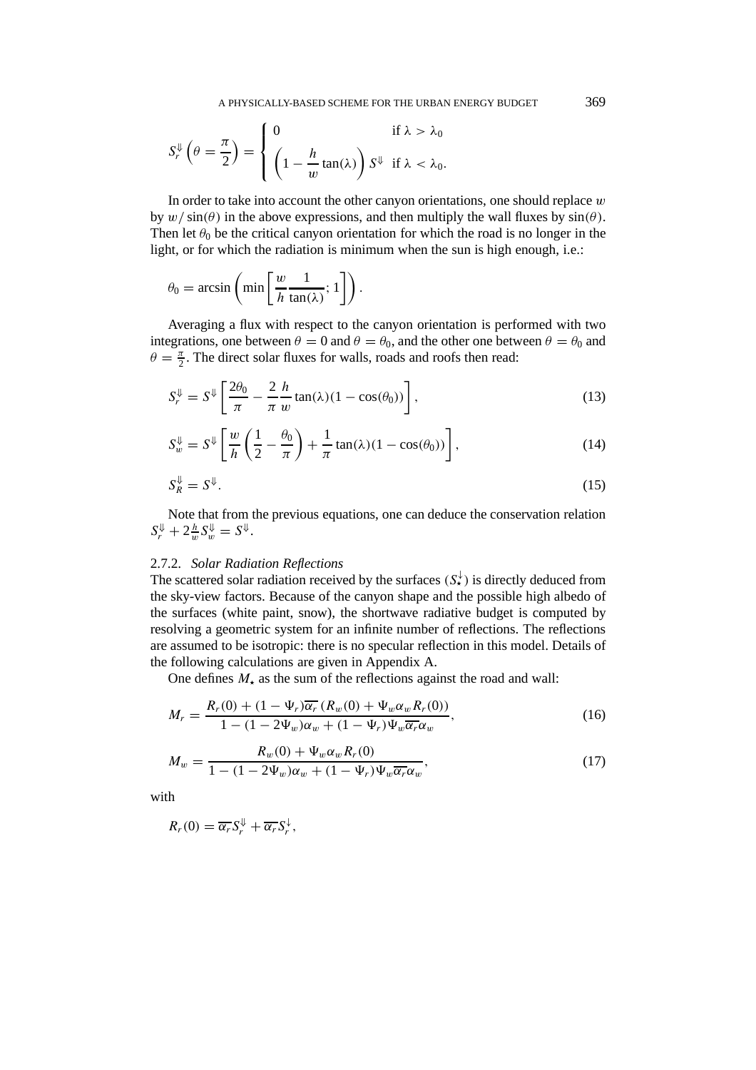$$S_r^{\Downarrow}\left(\theta = \frac{\pi}{2}\right) = \begin{cases} 0 & \text{if } \lambda > \lambda_0 \\ \left(1 - \frac{h}{w}\tan(\lambda)\right) S^{\Downarrow} & \text{if } \lambda < \lambda_0. \end{cases}$$

In order to take into account the other canyon orientations, one should replace $w$ by $w/\sin(\theta)$ in the above expressions, and then multiply the wall fluxes by $\sin(\theta)$. Then let $\theta_0$ be the critical canyon orientation for which the road is no longer in the light, or for which the radiation is minimum when the sun is high enough, i.e.:

$$\theta_0 = \arcsin\left(\min\left[\frac{w}{h}\frac{1}{\tan(\lambda)}; 1\right]\right).$$

Averaging a flux with respect to the canyon orientation is performed with two integrations, one between $\theta = 0$ and $\theta = \theta_0$, and the other one between $\theta = \theta_0$ and $\theta = \frac{\pi}{2}$. The direct solar fluxes for walls, roads and roofs then read:

$$S_r^{\Downarrow} = S^{\Downarrow}\left[\frac{2\theta_0}{\pi} - \frac{2}{\pi}\frac{h}{w}\tan(\lambda)(1 - \cos(\theta_0))\right], \tag{13}$$

$$S_w^{\Downarrow} = S^{\Downarrow}\left[\frac{w}{h}\left(\frac{1}{2} - \frac{\theta_0}{\pi}\right) + \frac{1}{\pi}\tan(\lambda)(1 - \cos(\theta_0))\right], \tag{14}$$

$$S_R^{\Downarrow} = S^{\Downarrow}. \tag{15}$$

Note that from the previous equations, one can deduce the conservation relation $S_r^{\Downarrow} + 2\frac{h}{w}S_w^{\Downarrow} = S^{\Downarrow}$.

### 2.7.2. *Solar Radiation Reflections*

The scattered solar radiation received by the surfaces ($S_\star^{\downarrow}$) is directly deduced from the sky-view factors. Because of the canyon shape and the possible high albedo of the surfaces (white paint, snow), the shortwave radiative budget is computed by resolving a geometric system for an infinite number of reflections. The reflections are assumed to be isotropic: there is no specular reflection in this model. Details of the following calculations are given in Appendix A.

One defines $M_\star$ as the sum of the reflections against the road and wall:

$$M_r = \frac{R_r(0) + (1 - \Psi_r)\overline{\alpha_r}\,(R_w(0) + \Psi_w \alpha_w R_r(0))}{1 - (1 - 2\Psi_w)\alpha_w + (1 - \Psi_r)\Psi_w \overline{\alpha_r}\alpha_w}, \tag{16}$$

$$M_w = \frac{R_w(0) + \Psi_w \alpha_w R_r(0)}{1 - (1 - 2\Psi_w)\alpha_w + (1 - \Psi_r)\Psi_w \overline{\alpha_r}\alpha_w}, \tag{17}$$

with

$$R_r(0) = \overline{\alpha_r}S_r^{\Downarrow} + \overline{\alpha_r}S_r^{\downarrow},$$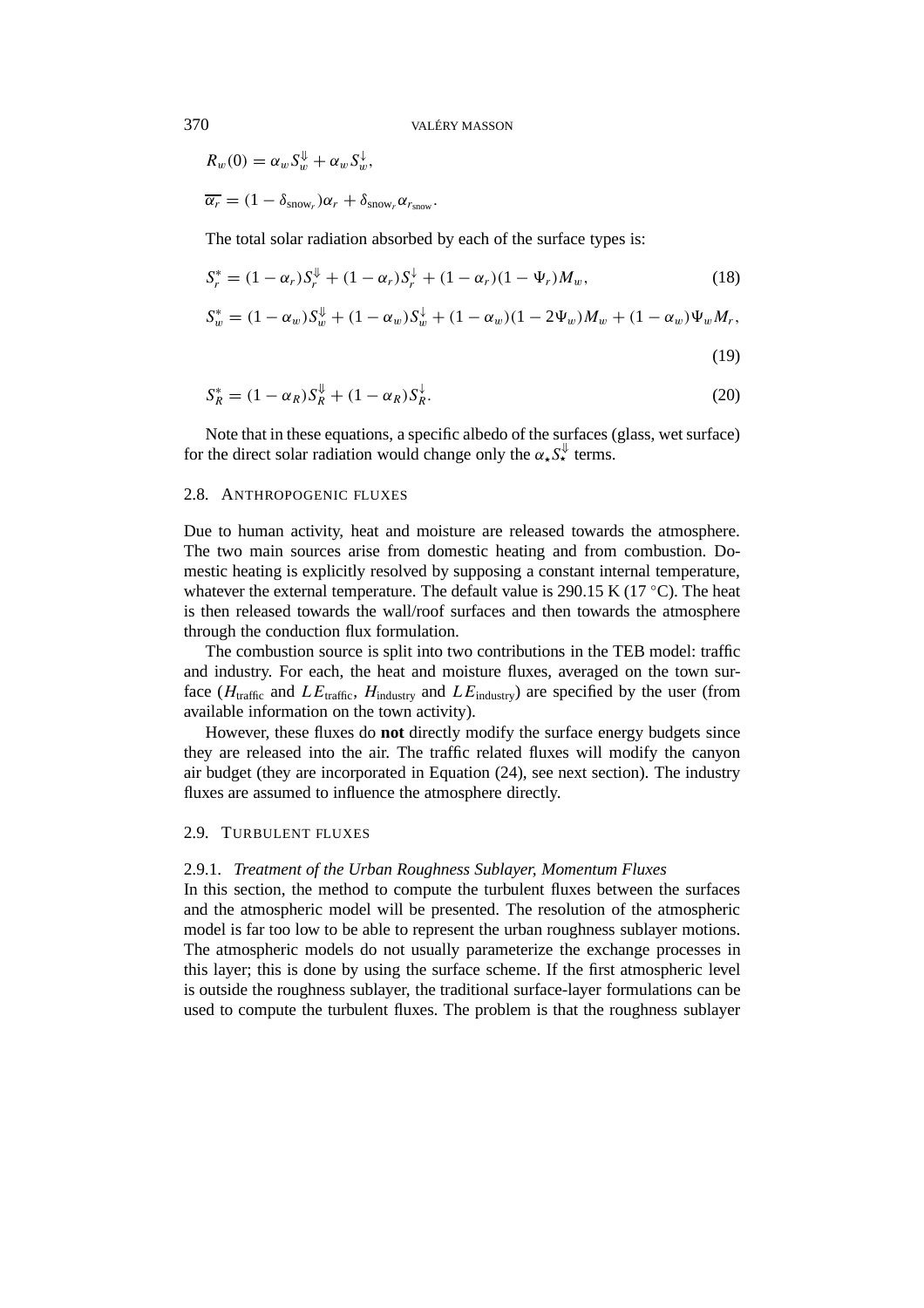$$R_w(0) = \alpha_w S_w^{\Downarrow} + \alpha_w S_w^{\downarrow},$$

$$\overline{\alpha_r} = (1 - \delta_{\text{snow}_r})\alpha_r + \delta_{\text{snow}_r}\alpha_{r_{\text{snow}}}.$$

The total solar radiation absorbed by each of the surface types is:

$$S_r^* = (1 - \alpha_r)S_r^{\Downarrow} + (1 - \alpha_r)S_r^{\downarrow} + (1 - \alpha_r)(1 - \Psi_r)M_w, \tag{18}$$

$$S_w^* = (1 - \alpha_w)S_w^{\Downarrow} + (1 - \alpha_w)S_w^{\downarrow} + (1 - \alpha_w)(1 - 2\Psi_w)M_w + (1 - \alpha_w)\Psi_w M_r, \tag{19}$$

$$S_R^* = (1 - \alpha_R)S_R^{\Downarrow} + (1 - \alpha_R)S_R^{\downarrow}. \tag{20}$$

Note that in these equations, a specific albedo of the surfaces (glass, wet surface) for the direct solar radiation would change only the $\alpha_\star S_\star^{\Downarrow}$ terms.

### 2.8. Anthropogenic Fluxes

Due to human activity, heat and moisture are released towards the atmosphere. The two main sources arise from domestic heating and from combustion. Domestic heating is explicitly resolved by supposing a constant internal temperature, whatever the external temperature. The default value is 290.15 K (17 °C). The heat is then released towards the wall/roof surfaces and then towards the atmosphere through the conduction flux formulation.

The combustion source is split into two contributions in the TEB model: traffic and industry. For each, the heat and moisture fluxes, averaged on the town surface ($H_{\text{traffic}}$ and $LE_{\text{traffic}}$, $H_{\text{industry}}$ and $LE_{\text{industry}}$) are specified by the user (from available information on the town activity).

However, these fluxes do **not** directly modify the surface energy budgets since they are released into the air. The traffic related fluxes will modify the canyon air budget (they are incorporated in Equation (24), see next section). The industry fluxes are assumed to influence the atmosphere directly.

### 2.9. Turbulent Fluxes

#### 2.9.1. *Treatment of the Urban Roughness Sublayer, Momentum Fluxes*

In this section, the method to compute the turbulent fluxes between the surfaces and the atmospheric model will be presented. The resolution of the atmospheric model is far too low to be able to represent the urban roughness sublayer motions. The atmospheric models do not usually parameterize the exchange processes in this layer; this is done by using the surface scheme. If the first atmospheric level is outside the roughness sublayer, the traditional surface-layer formulations can be used to compute the turbulent fluxes. The problem is that the roughness sublayer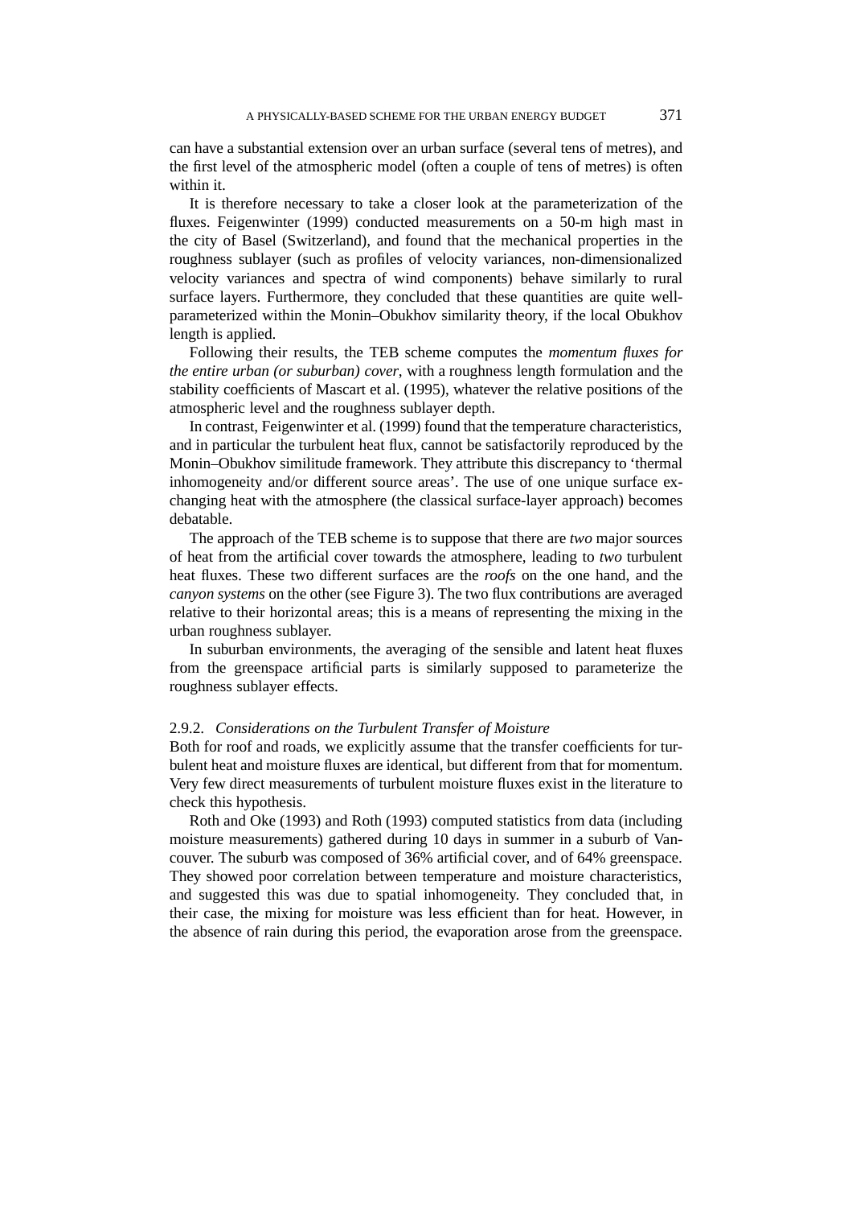can have a substantial extension over an urban surface (several tens of metres), and the first level of the atmospheric model (often a couple of tens of metres) is often within it.

It is therefore necessary to take a closer look at the parameterization of the fluxes. Feigenwinter (1999) conducted measurements on a 50-m high mast in the city of Basel (Switzerland), and found that the mechanical properties in the roughness sublayer (such as profiles of velocity variances, non-dimensionalized velocity variances and spectra of wind components) behave similarly to rural surface layers. Furthermore, they concluded that these quantities are quite well-parameterized within the Monin–Obukhov similarity theory, if the local Obukhov length is applied.

Following their results, the TEB scheme computes the *momentum fluxes for the entire urban (or suburban) cover*, with a roughness length formulation and the stability coefficients of Mascart et al. (1995), whatever the relative positions of the atmospheric level and the roughness sublayer depth.

In contrast, Feigenwinter et al. (1999) found that the temperature characteristics, and in particular the turbulent heat flux, cannot be satisfactorily reproduced by the Monin–Obukhov similitude framework. They attribute this discrepancy to 'thermal inhomogeneity and/or different source areas'. The use of one unique surface exchanging heat with the atmosphere (the classical surface-layer approach) becomes debatable.

The approach of the TEB scheme is to suppose that there are *two* major sources of heat from the artificial cover towards the atmosphere, leading to *two* turbulent heat fluxes. These two different surfaces are the *roofs* on the one hand, and the *canyon systems* on the other (see Figure 3). The two flux contributions are averaged relative to their horizontal areas; this is a means of representing the mixing in the urban roughness sublayer.

In suburban environments, the averaging of the sensible and latent heat fluxes from the greenspace artificial parts is similarly supposed to parameterize the roughness sublayer effects.

### 2.9.2. *Considerations on the Turbulent Transfer of Moisture*

Both for roof and roads, we explicitly assume that the transfer coefficients for turbulent heat and moisture fluxes are identical, but different from that for momentum. Very few direct measurements of turbulent moisture fluxes exist in the literature to check this hypothesis.

Roth and Oke (1993) and Roth (1993) computed statistics from data (including moisture measurements) gathered during 10 days in summer in a suburb of Vancouver. The suburb was composed of 36% artificial cover, and of 64% greenspace. They showed poor correlation between temperature and moisture characteristics, and suggested this was due to spatial inhomogeneity. They concluded that, in their case, the mixing for moisture was less efficient than for heat. However, in the absence of rain during this period, the evaporation arose from the greenspace.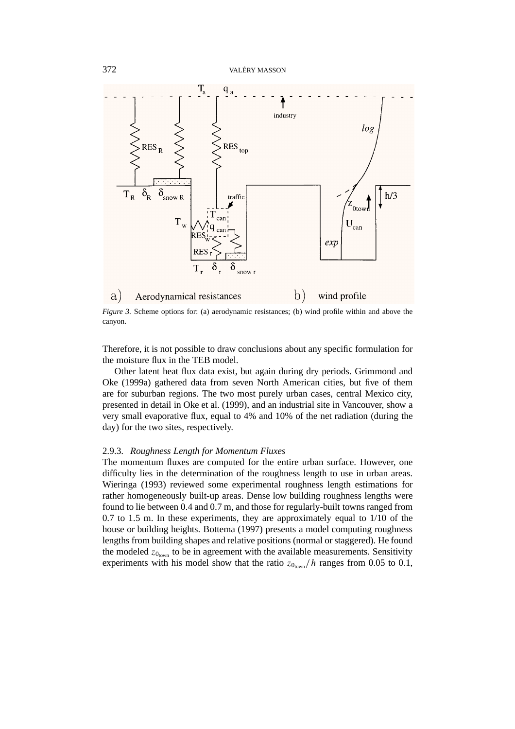*Figure 3.* Scheme options for: (a) aerodynamic resistances; (b) wind profile within and above the canyon.

Therefore, it is not possible to draw conclusions about any specific formulation for the moisture flux in the TEB model.

Other latent heat flux data exist, but again during dry periods. Grimmond and Oke (1999a) gathered data from seven North American cities, but five of them are for suburban regions. The two most purely urban cases, central Mexico city, presented in detail in Oke et al. (1999), and an industrial site in Vancouver, show a very small evaporative flux, equal to 4% and 10% of the net radiation (during the day) for the two sites, respectively.

#### 2.9.3. *Roughness Length for Momentum Fluxes*

The momentum fluxes are computed for the entire urban surface. However, one difficulty lies in the determination of the roughness length to use in urban areas. Wieringa (1993) reviewed some experimental roughness length estimations for rather homogeneously built-up areas. Dense low building roughness lengths were found to lie between 0.4 and 0.7 m, and those for regularly-built towns ranged from 0.7 to 1.5 m. In these experiments, they are approximately equal to 1/10 of the house or building heights. Bottema (1997) presents a model computing roughness lengths from building shapes and relative positions (normal or staggered). He found the modeled $z_{0_{town}}$ to be in agreement with the available measurements. Sensitivity experiments with his model show that the ratio $z_{0_{town}}/h$ ranges from 0.05 to 0.1,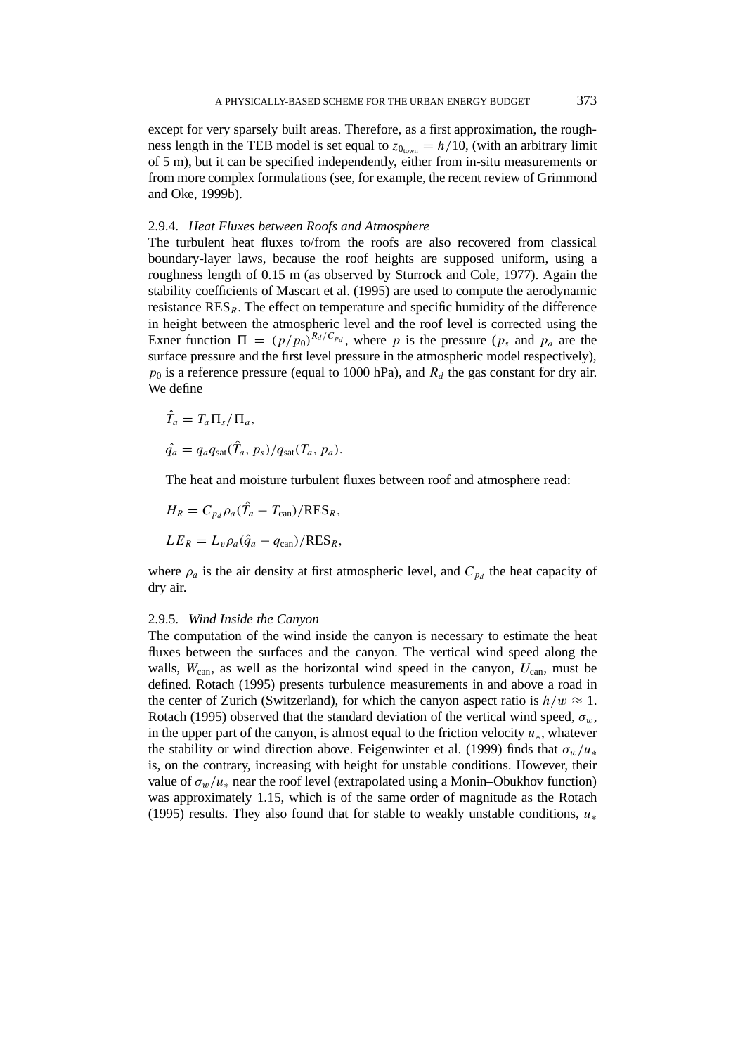except for very sparsely built areas. Therefore, as a first approximation, the roughness length in the TEB model is set equal to $z_{0_{\text{town}}} = h/10$, (with an arbitrary limit of 5 m), but it can be specified independently, either from in-situ measurements or from more complex formulations (see, for example, the recent review of Grimmond and Oke, 1999b).

### 2.9.4. *Heat Fluxes between Roofs and Atmosphere*

The turbulent heat fluxes to/from the roofs are also recovered from classical boundary-layer laws, because the roof heights are supposed uniform, using a roughness length of 0.15 m (as observed by Sturrock and Cole, 1977). Again the stability coefficients of Mascart et al. (1995) are used to compute the aerodynamic resistance $\text{RES}_R$. The effect on temperature and specific humidity of the difference in height between the atmospheric level and the roof level is corrected using the Exner function $\Pi = (p/p_0)^{R_d/C_{p_d}}$, where $p$ is the pressure ($p_s$ and $p_a$ are the surface pressure and the first level pressure in the atmospheric model respectively), $p_0$ is a reference pressure (equal to 1000 hPa), and $R_d$ the gas constant for dry air. We define

$$\hat{T}_a = T_a \Pi_s / \Pi_a,$$

$$\hat{q}_a = q_a q_{\text{sat}}(\hat{T}_a, p_s)/q_{\text{sat}}(T_a, p_a).$$

The heat and moisture turbulent fluxes between roof and atmosphere read:

$$H_R = C_{p_d} \rho_a (\hat{T}_a - T_{\text{can}})/\text{RES}_R,$$

$$LE_R = L_v \rho_a (\hat{q}_a - q_{\text{can}})/\text{RES}_R,$$

where $\rho_a$ is the air density at first atmospheric level, and $C_{p_d}$ the heat capacity of dry air.

### 2.9.5. *Wind Inside the Canyon*

The computation of the wind inside the canyon is necessary to estimate the heat fluxes between the surfaces and the canyon. The vertical wind speed along the walls, $W_{\text{can}}$, as well as the horizontal wind speed in the canyon, $U_{\text{can}}$, must be defined. Rotach (1995) presents turbulence measurements in and above a road in the center of Zurich (Switzerland), for which the canyon aspect ratio is $h/w \approx 1$. Rotach (1995) observed that the standard deviation of the vertical wind speed, $\sigma_w$, in the upper part of the canyon, is almost equal to the friction velocity $u_*$, whatever the stability or wind direction above. Feigenwinter et al. (1999) finds that $\sigma_w/u_*$ is, on the contrary, increasing with height for unstable conditions. However, their value of $\sigma_w/u_*$ near the roof level (extrapolated using a Monin–Obukhov function) was approximately 1.15, which is of the same order of magnitude as the Rotach (1995) results. They also found that for stable to weakly unstable conditions, $u_*$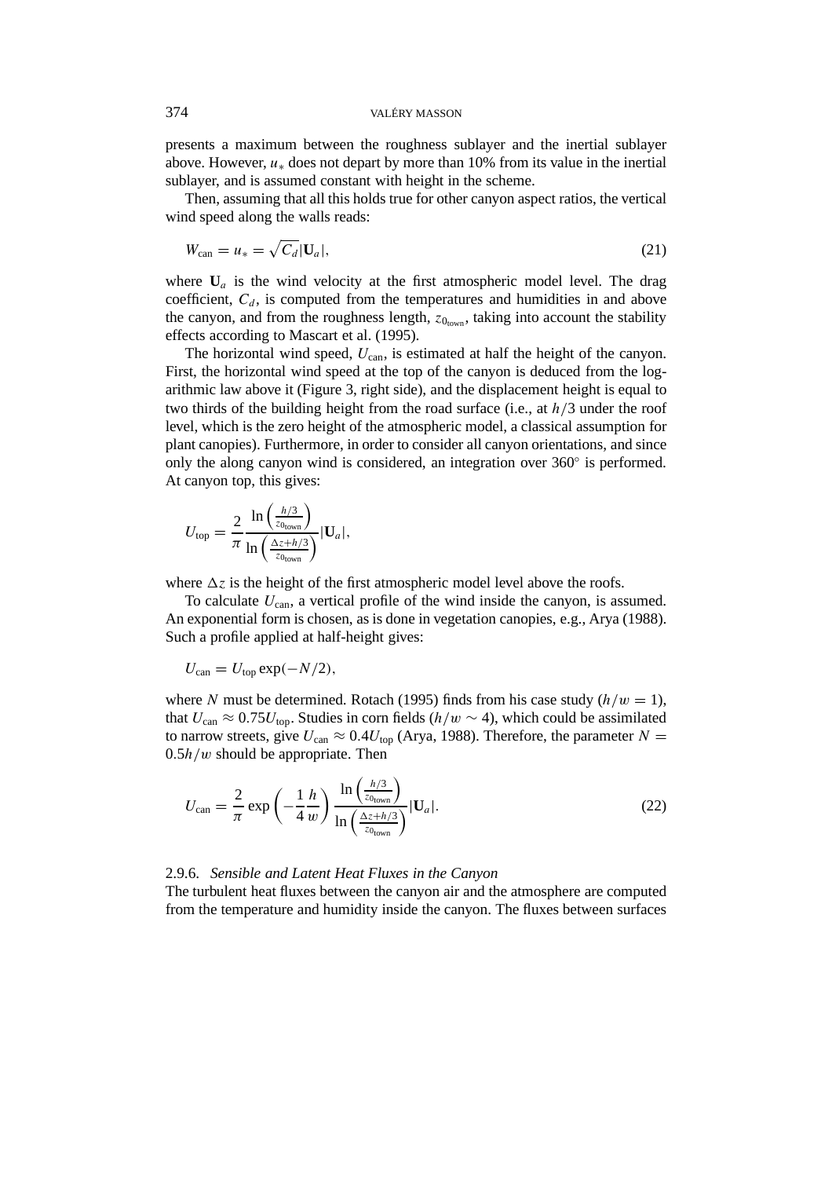presents a maximum between the roughness sublayer and the inertial sublayer above. However, $u_*$ does not depart by more than 10% from its value in the inertial sublayer, and is assumed constant with height in the scheme.

Then, assuming that all this holds true for other canyon aspect ratios, the vertical wind speed along the walls reads:

$$W_{\mathrm{can}} = u_* = \sqrt{C_d}|\mathbf{U}_a|, \tag{21}$$

where $\mathbf{U}_a$ is the wind velocity at the first atmospheric model level. The drag coefficient, $C_d$, is computed from the temperatures and humidities in and above the canyon, and from the roughness length, $z_{0_{\mathrm{town}}}$, taking into account the stability effects according to Mascart et al. (1995).

The horizontal wind speed, $U_{\mathrm{can}}$, is estimated at half the height of the canyon. First, the horizontal wind speed at the top of the canyon is deduced from the logarithmic law above it (Figure 3, right side), and the displacement height is equal to two thirds of the building height from the road surface (i.e., at $h/3$ under the roof level, which is the zero height of the atmospheric model, a classical assumption for plant canopies). Furthermore, in order to consider all canyon orientations, and since only the along canyon wind is considered, an integration over $360°$ is performed. At canyon top, this gives:

$$U_{\mathrm{top}} = \frac{2}{\pi} \frac{\ln\left(\frac{h/3}{z_{0_{\mathrm{town}}}}\right)}{\ln\left(\frac{\Delta z + h/3}{z_{0_{\mathrm{town}}}}\right)} |\mathbf{U}_a|,$$

where $\Delta z$ is the height of the first atmospheric model level above the roofs.

To calculate $U_{\mathrm{can}}$, a vertical profile of the wind inside the canyon, is assumed. An exponential form is chosen, as is done in vegetation canopies, e.g., Arya (1988). Such a profile applied at half-height gives:

$$U_{\mathrm{can}} = U_{\mathrm{top}} \exp(-N/2),$$

where $N$ must be determined. Rotach (1995) finds from his case study ($h/w = 1$), that $U_{\mathrm{can}} \approx 0.75 U_{\mathrm{top}}$. Studies in corn fields ($h/w \sim 4$), which could be assimilated to narrow streets, give $U_{\mathrm{can}} \approx 0.4 U_{\mathrm{top}}$ (Arya, 1988). Therefore, the parameter $N = 0.5h/w$ should be appropriate. Then

$$U_{\mathrm{can}} = \frac{2}{\pi} \exp\left(-\frac{1}{4}\frac{h}{w}\right) \frac{\ln\left(\frac{h/3}{z_{0_{\mathrm{town}}}}\right)}{\ln\left(\frac{\Delta z + h/3}{z_{0_{\mathrm{town}}}}\right)} |\mathbf{U}_a|. \tag{22}$$

#### 2.9.6. *Sensible and Latent Heat Fluxes in the Canyon*

The turbulent heat fluxes between the canyon air and the atmosphere are computed from the temperature and humidity inside the canyon. The fluxes between surfaces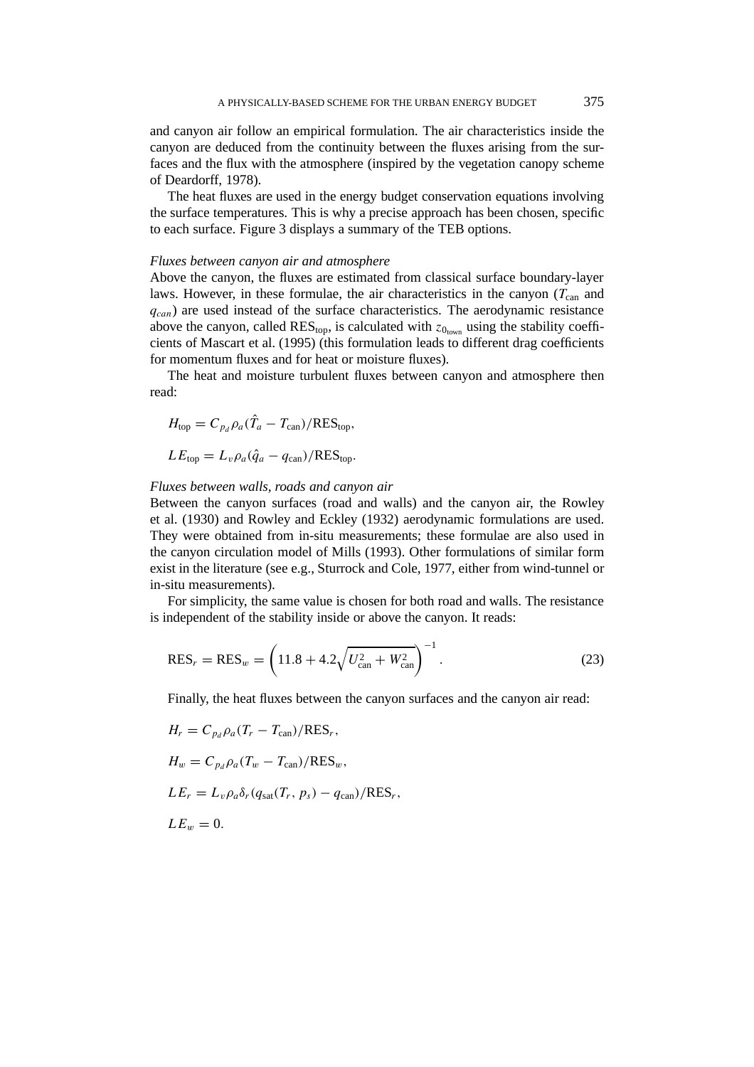and canyon air follow an empirical formulation. The air characteristics inside the canyon are deduced from the continuity between the fluxes arising from the surfaces and the flux with the atmosphere (inspired by the vegetation canopy scheme of Deardorff, 1978).

The heat fluxes are used in the energy budget conservation equations involving the surface temperatures. This is why a precise approach has been chosen, specific to each surface. Figure 3 displays a summary of the TEB options.

*Fluxes between canyon air and atmosphere*

Above the canyon, the fluxes are estimated from classical surface boundary-layer laws. However, in these formulae, the air characteristics in the canyon ($T_{\text{can}}$ and $q_{can}$) are used instead of the surface characteristics. The aerodynamic resistance above the canyon, called $\text{RES}_{\text{top}}$, is calculated with $z_{0_{\text{town}}}$ using the stability coefficients of Mascart et al. (1995) (this formulation leads to different drag coefficients for momentum fluxes and for heat or moisture fluxes).

The heat and moisture turbulent fluxes between canyon and atmosphere then read:

$$H_{\text{top}} = C_{p_d}\rho_a(\hat{T}_a - T_{\text{can}})/\text{RES}_{\text{top}},$$

$$LE_{\text{top}} = L_v\rho_a(\hat{q}_a - q_{\text{can}})/\text{RES}_{\text{top}}.$$

*Fluxes between walls, roads and canyon air*

Between the canyon surfaces (road and walls) and the canyon air, the Rowley et al. (1930) and Rowley and Eckley (1932) aerodynamic formulations are used. They were obtained from in-situ measurements; these formulae are also used in the canyon circulation model of Mills (1993). Other formulations of similar form exist in the literature (see e.g., Sturrock and Cole, 1977, either from wind-tunnel or in-situ measurements).

For simplicity, the same value is chosen for both road and walls. The resistance is independent of the stability inside or above the canyon. It reads:

$$\text{RES}_r = \text{RES}_w = \left(11.8 + 4.2\sqrt{U_{\text{can}}^2 + W_{\text{can}}^2}\right)^{-1}. \tag{23}$$

Finally, the heat fluxes between the canyon surfaces and the canyon air read:

$$H_r = C_{p_d}\rho_a(T_r - T_{\text{can}})/\text{RES}_r,$$

$$H_w = C_{p_d}\rho_a(T_w - T_{\text{can}})/\text{RES}_w,$$

$$LE_r = L_v\rho_a\delta_r(q_{\text{sat}}(T_r, p_s) - q_{\text{can}})/\text{RES}_r,$$

$$LE_w = 0.$$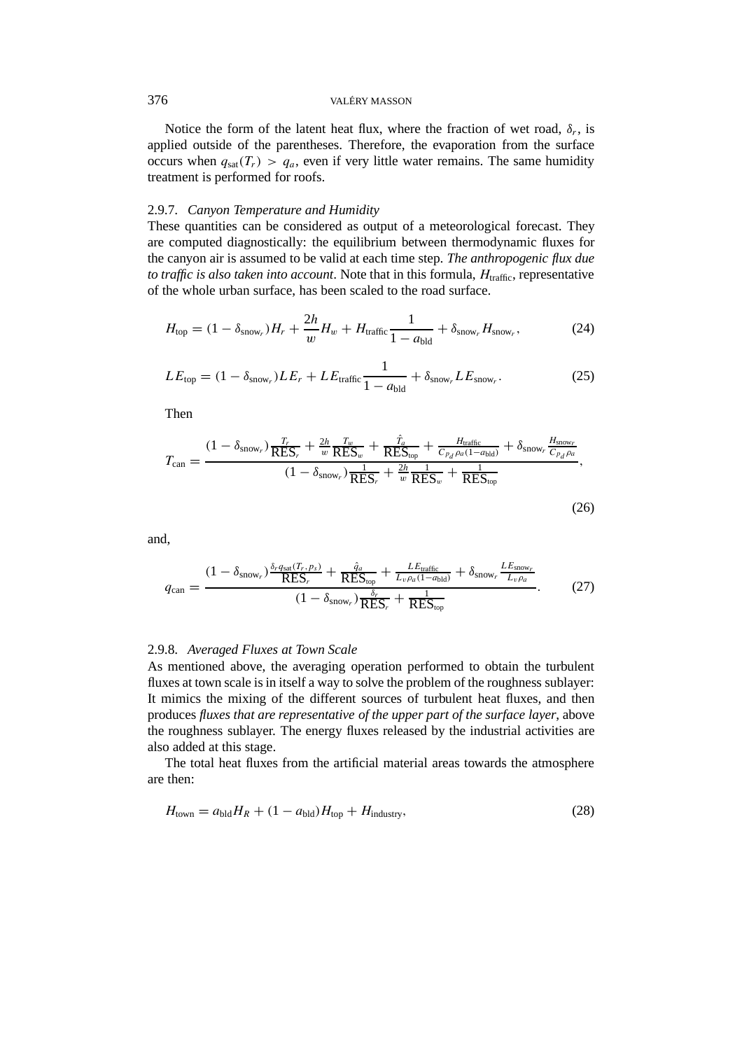Notice the form of the latent heat flux, where the fraction of wet road, $\delta_r$, is applied outside of the parentheses. Therefore, the evaporation from the surface occurs when $q_{\text{sat}}(T_r) > q_a$, even if very little water remains. The same humidity treatment is performed for roofs.

### 2.9.7. *Canyon Temperature and Humidity*

These quantities can be considered as output of a meteorological forecast. They are computed diagnostically: the equilibrium between thermodynamic fluxes for the canyon air is assumed to be valid at each time step. *The anthropogenic flux due to traffic is also taken into account*. Note that in this formula, $H_{\text{traffic}}$, representative of the whole urban surface, has been scaled to the road surface.

$$H_{\text{top}} = (1 - \delta_{\text{snow}_r})H_r + \frac{2h}{w}H_w + H_{\text{traffic}}\frac{1}{1 - a_{\text{bld}}} + \delta_{\text{snow}_r}H_{\text{snow}_r}, \tag{24}$$

$$LE_{\text{top}} = (1 - \delta_{\text{snow}_r})LE_r + LE_{\text{traffic}}\frac{1}{1 - a_{\text{bld}}} + \delta_{\text{snow}_r}LE_{\text{snow}_r}. \tag{25}$$

Then

$$T_{\text{can}} = \frac{(1 - \delta_{\text{snow}_r})\frac{T_r}{\text{RES}_r} + \frac{2h}{w}\frac{T_w}{\text{RES}_w} + \frac{\hat{T}_a}{\text{RES}_{\text{top}}} + \frac{H_{\text{traffic}}}{C_{p_d}\rho_a(1-a_{\text{bld}})} + \delta_{\text{snow}_r}\frac{H_{\text{snow}_r}}{C_{p_d}\rho_a}}{(1 - \delta_{\text{snow}_r})\frac{1}{\text{RES}_r} + \frac{2h}{w}\frac{1}{\text{RES}_w} + \frac{1}{\text{RES}_{\text{top}}}}, \tag{26}$$

and,

$$q_{\text{can}} = \frac{(1 - \delta_{\text{snow}_r})\frac{\delta_r q_{\text{sat}}(T_r, p_s)}{\text{RES}_r} + \frac{\hat{q}_a}{\text{RES}_{\text{top}}} + \frac{LE_{\text{traffic}}}{L_v\rho_a(1-a_{\text{bld}})} + \delta_{\text{snow}_r}\frac{LE_{\text{snow}_r}}{L_v\rho_a}}{(1 - \delta_{\text{snow}_r})\frac{\delta_r}{\text{RES}_r} + \frac{1}{\text{RES}_{\text{top}}}}. \tag{27}$$

### 2.9.8. *Averaged Fluxes at Town Scale*

As mentioned above, the averaging operation performed to obtain the turbulent fluxes at town scale is in itself a way to solve the problem of the roughness sublayer: It mimics the mixing of the different sources of turbulent heat fluxes, and then produces *fluxes that are representative of the upper part of the surface layer*, above the roughness sublayer. The energy fluxes released by the industrial activities are also added at this stage.

The total heat fluxes from the artificial material areas towards the atmosphere are then:

$$H_{\text{town}} = a_{\text{bld}}H_R + (1 - a_{\text{bld}})H_{\text{top}} + H_{\text{industry}}, \tag{28}$$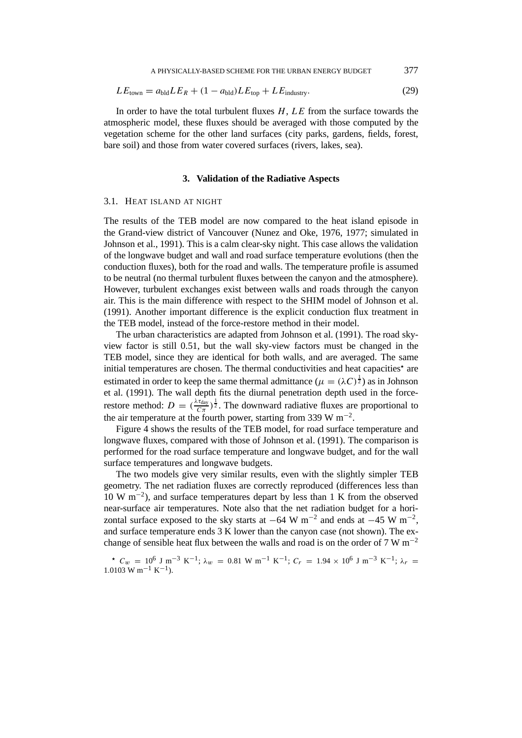$$LE_{\text{town}} = a_{\text{bld}} LE_R + (1 - a_{\text{bld}}) LE_{\text{top}} + LE_{\text{industry}}. \tag{29}$$

In order to have the total turbulent fluxes $H$, $LE$ from the surface towards the atmospheric model, these fluxes should be averaged with those computed by the vegetation scheme for the other land surfaces (city parks, gardens, fields, forest, bare soil) and those from water covered surfaces (rivers, lakes, sea).

## 3. Validation of the Radiative Aspects

### 3.1. Heat Island at Night

The results of the TEB model are now compared to the heat island episode in the Grand-view district of Vancouver (Nunez and Oke, 1976, 1977; simulated in Johnson et al., 1991). This is a calm clear-sky night. This case allows the validation of the longwave budget and wall and road surface temperature evolutions (then the conduction fluxes), both for the road and walls. The temperature profile is assumed to be neutral (no thermal turbulent fluxes between the canyon and the atmosphere). However, turbulent exchanges exist between walls and roads through the canyon air. This is the main difference with respect to the SHIM model of Johnson et al. (1991). Another important difference is the explicit conduction flux treatment in the TEB model, instead of the force-restore method in their model.

The urban characteristics are adapted from Johnson et al. (1991). The road sky-view factor is still 0.51, but the wall sky-view factors must be changed in the TEB model, since they are identical for both walls, and are averaged. The same initial temperatures are chosen. The thermal conductivities and heat capacities* are estimated in order to keep the same thermal admittance ($\mu = (\lambda C)^{\frac{1}{2}}$) as in Johnson et al. (1991). The wall depth fits the diurnal penetration depth used in the force-restore method: $D = (\frac{\lambda \tau_{\text{day}}}{C\pi})^{\frac{1}{2}}$. The downward radiative fluxes are proportional to the air temperature at the fourth power, starting from 339 W m$^{-2}$.

Figure 4 shows the results of the TEB model, for road surface temperature and longwave fluxes, compared with those of Johnson et al. (1991). The comparison is performed for the road surface temperature and longwave budget, and for the wall surface temperatures and longwave budgets.

The two models give very similar results, even with the slightly simpler TEB geometry. The net radiation fluxes are correctly reproduced (differences less than 10 W m$^{-2}$), and surface temperatures depart by less than 1 K from the observed near-surface air temperatures. Note also that the net radiation budget for a horizontal surface exposed to the sky starts at $-64$ W m$^{-2}$ and ends at $-45$ W m$^{-2}$, and surface temperature ends 3 K lower than the canyon case (not shown). The exchange of sensible heat flux between the walls and road is on the order of 7 W m$^{-2}$

* $C_w = 10^6$ J m$^{-3}$ K$^{-1}$; $\lambda_w = 0.81$ W m$^{-1}$ K$^{-1}$; $C_r = 1.94 \times 10^6$ J m$^{-3}$ K$^{-1}$; $\lambda_r = 1.0103$ W m$^{-1}$ K$^{-1}$).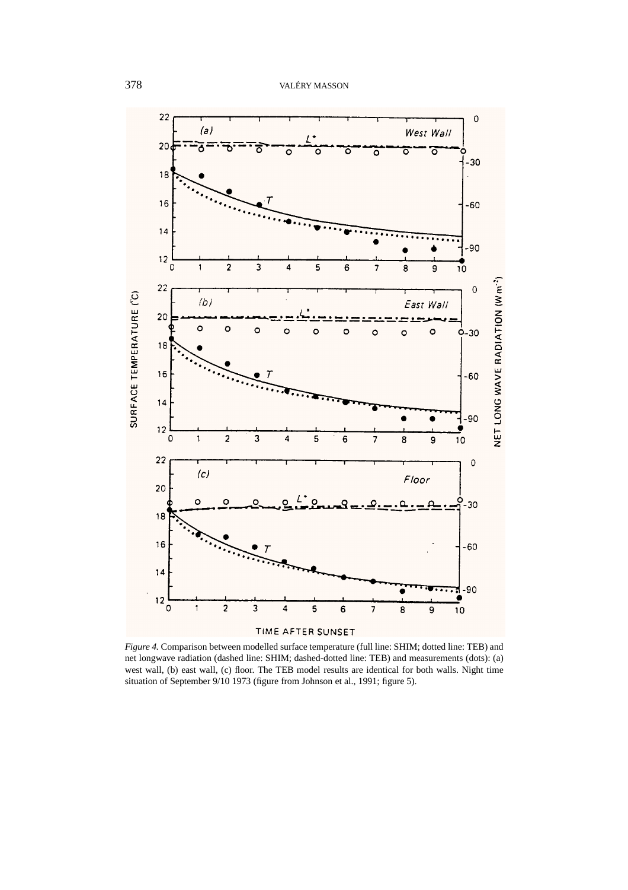*Figure 4.* Comparison between modelled surface temperature (full line: SHIM; dotted line: TEB) and net longwave radiation (dashed line: SHIM; dashed-dotted line: TEB) and measurements (dots): (a) west wall, (b) east wall, (c) floor. The TEB model results are identical for both walls. Night time situation of September 9/10 1973 (figure from Johnson et al., 1991; figure 5).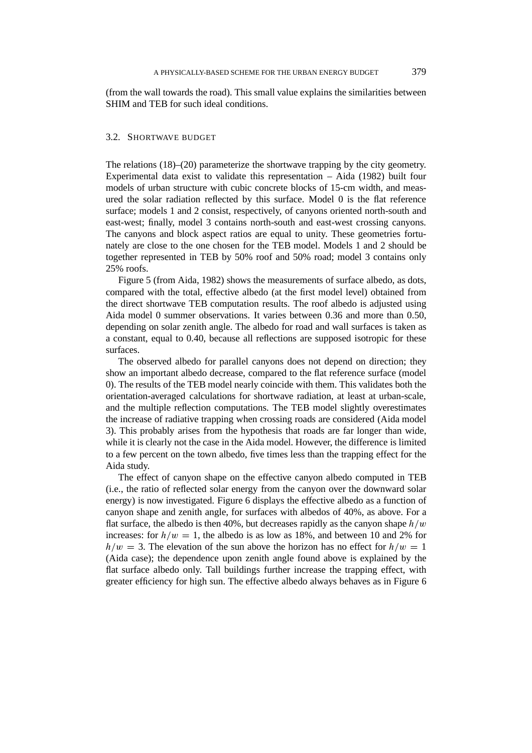(from the wall towards the road). This small value explains the similarities between SHIM and TEB for such ideal conditions.

### 3.2. Shortwave Budget

The relations (18)–(20) parameterize the shortwave trapping by the city geometry. Experimental data exist to validate this representation – Aida (1982) built four models of urban structure with cubic concrete blocks of 15-cm width, and measured the solar radiation reflected by this surface. Model 0 is the flat reference surface; models 1 and 2 consist, respectively, of canyons oriented north-south and east-west; finally, model 3 contains north-south and east-west crossing canyons. The canyons and block aspect ratios are equal to unity. These geometries fortunately are close to the one chosen for the TEB model. Models 1 and 2 should be together represented in TEB by 50% roof and 50% road; model 3 contains only 25% roofs.

Figure 5 (from Aida, 1982) shows the measurements of surface albedo, as dots, compared with the total, effective albedo (at the first model level) obtained from the direct shortwave TEB computation results. The roof albedo is adjusted using Aida model 0 summer observations. It varies between 0.36 and more than 0.50, depending on solar zenith angle. The albedo for road and wall surfaces is taken as a constant, equal to 0.40, because all reflections are supposed isotropic for these surfaces.

The observed albedo for parallel canyons does not depend on direction; they show an important albedo decrease, compared to the flat reference surface (model 0). The results of the TEB model nearly coincide with them. This validates both the orientation-averaged calculations for shortwave radiation, at least at urban-scale, and the multiple reflection computations. The TEB model slightly overestimates the increase of radiative trapping when crossing roads are considered (Aida model 3). This probably arises from the hypothesis that roads are far longer than wide, while it is clearly not the case in the Aida model. However, the difference is limited to a few percent on the town albedo, five times less than the trapping effect for the Aida study.

The effect of canyon shape on the effective canyon albedo computed in TEB (i.e., the ratio of reflected solar energy from the canyon over the downward solar energy) is now investigated. Figure 6 displays the effective albedo as a function of canyon shape and zenith angle, for surfaces with albedos of 40%, as above. For a flat surface, the albedo is then 40%, but decreases rapidly as the canyon shape $h/w$ increases: for $h/w = 1$, the albedo is as low as 18%, and between 10 and 2% for $h/w = 3$. The elevation of the sun above the horizon has no effect for $h/w = 1$ (Aida case); the dependence upon zenith angle found above is explained by the flat surface albedo only. Tall buildings further increase the trapping effect, with greater efficiency for high sun. The effective albedo always behaves as in Figure 6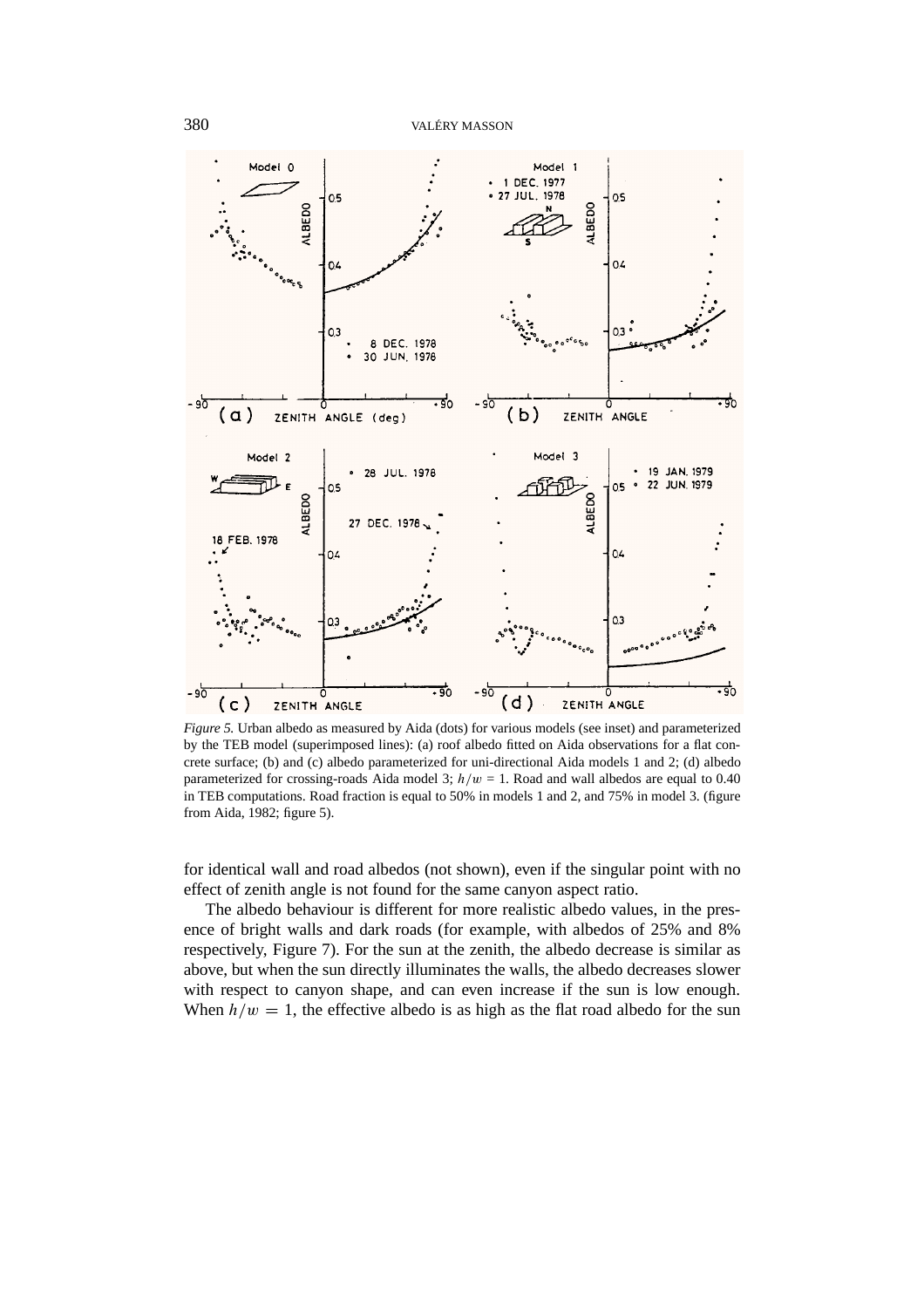*Figure 5.* Urban albedo as measured by Aida (dots) for various models (see inset) and parameterized by the TEB model (superimposed lines): (a) roof albedo fitted on Aida observations for a flat concrete surface; (b) and (c) albedo parameterized for uni-directional Aida models 1 and 2; (d) albedo parameterized for crossing-roads Aida model 3; $h/w = 1$. Road and wall albedos are equal to 0.40 in TEB computations. Road fraction is equal to 50% in models 1 and 2, and 75% in model 3. (figure from Aida, 1982; figure 5).

for identical wall and road albedos (not shown), even if the singular point with no effect of zenith angle is not found for the same canyon aspect ratio.

The albedo behaviour is different for more realistic albedo values, in the presence of bright walls and dark roads (for example, with albedos of 25% and 8% respectively, Figure 7). For the sun at the zenith, the albedo decrease is similar as above, but when the sun directly illuminates the walls, the albedo decreases slower with respect to canyon shape, and can even increase if the sun is low enough. When $h/w = 1$, the effective albedo is as high as the flat road albedo for the sun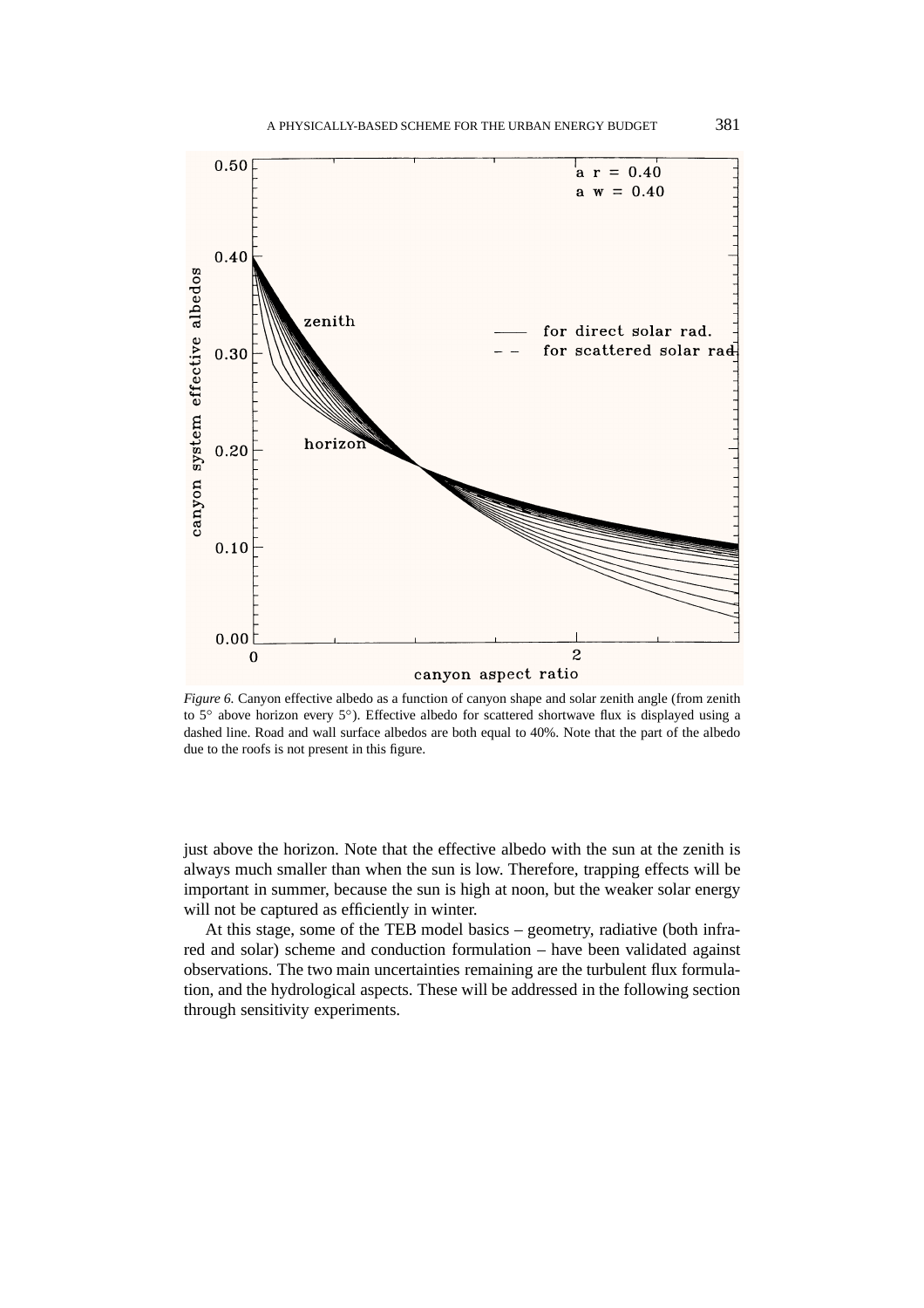*Figure 6.* Canyon effective albedo as a function of canyon shape and solar zenith angle (from zenith to 5° above horizon every 5°). Effective albedo for scattered shortwave flux is displayed using a dashed line. Road and wall surface albedos are both equal to 40%. Note that the part of the albedo due to the roofs is not present in this figure.

just above the horizon. Note that the effective albedo with the sun at the zenith is always much smaller than when the sun is low. Therefore, trapping effects will be important in summer, because the sun is high at noon, but the weaker solar energy will not be captured as efficiently in winter.

At this stage, some of the TEB model basics – geometry, radiative (both infrared and solar) scheme and conduction formulation – have been validated against observations. The two main uncertainties remaining are the turbulent flux formulation, and the hydrological aspects. These will be addressed in the following section through sensitivity experiments.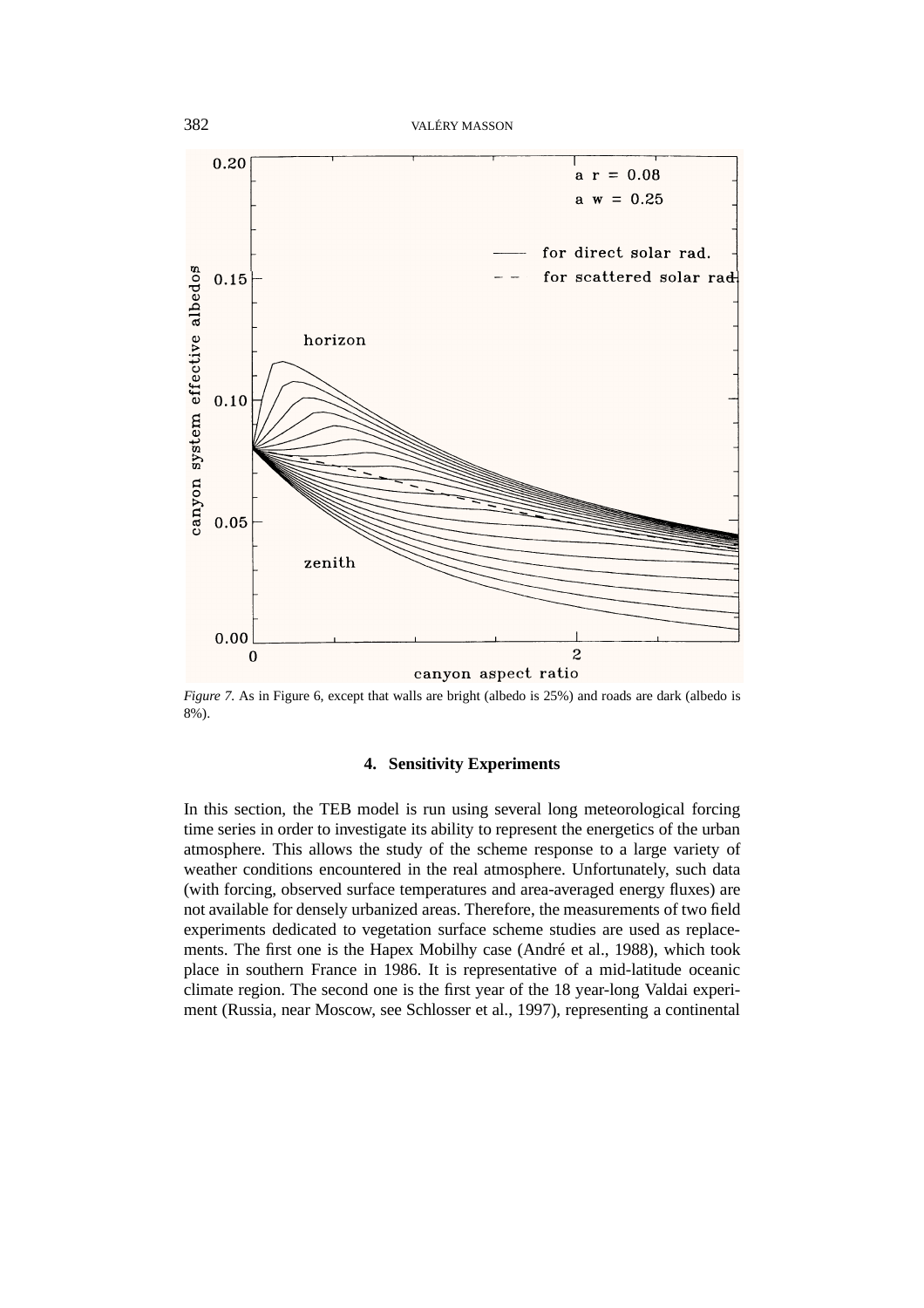*Figure 7.* As in Figure 6, except that walls are bright (albedo is 25%) and roads are dark (albedo is 8%).

### 4. Sensitivity Experiments

In this section, the TEB model is run using several long meteorological forcing time series in order to investigate its ability to represent the energetics of the urban atmosphere. This allows the study of the scheme response to a large variety of weather conditions encountered in the real atmosphere. Unfortunately, such data (with forcing, observed surface temperatures and area-averaged energy fluxes) are not available for densely urbanized areas. Therefore, the measurements of two field experiments dedicated to vegetation surface scheme studies are used as replacements. The first one is the Hapex Mobilhy case (André et al., 1988), which took place in southern France in 1986. It is representative of a mid-latitude oceanic climate region. The second one is the first year of the 18 year-long Valdai experiment (Russia, near Moscow, see Schlosser et al., 1997), representing a continental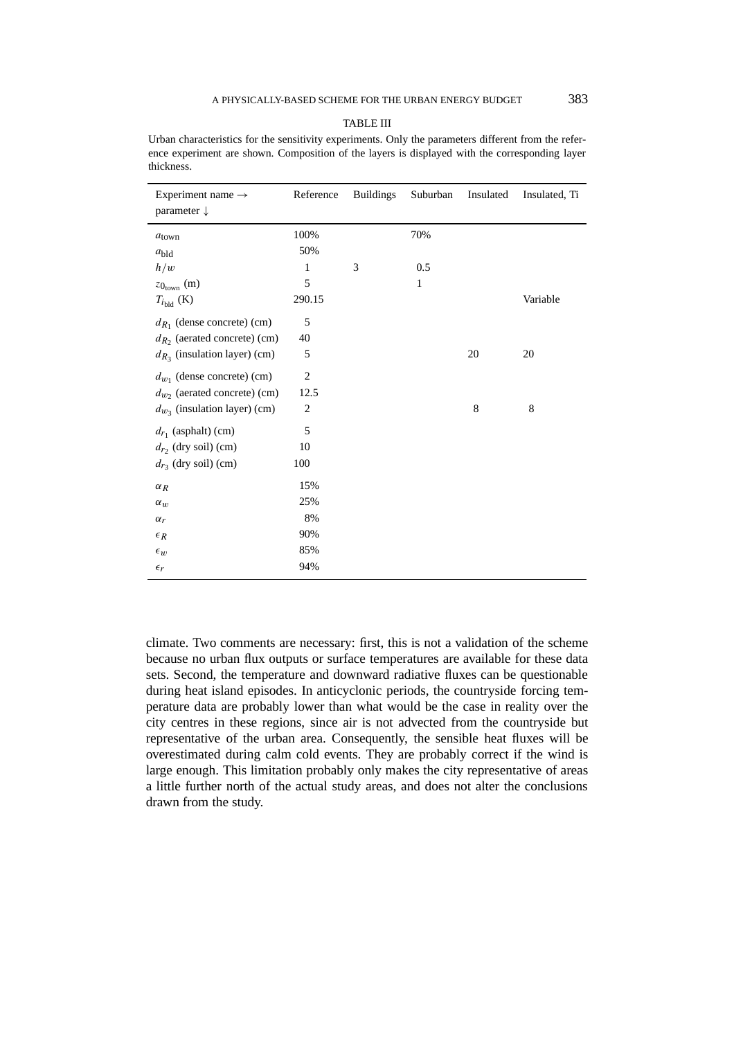TABLE III

Urban characteristics for the sensitivity experiments. Only the parameters different from the reference experiment are shown. Composition of the layers is displayed with the corresponding layer thickness.

| Experiment name → parameter ↓ | Reference | Buildings | Suburban | Insulated | Insulated, Ti |
|---|---|---|---|---|---|
| $a_{\text{town}}$ | 100% | | 70% | | |
| $a_{\text{bld}}$ | 50% | | | | |
| $h/w$ | 1 | 3 | 0.5 | | |
| $z_{0_{\text{town}}}$ (m) | 5 | | 1 | | |
| $T_{i_{\text{bld}}}$ (K) | 290.15 | | | | Variable |
| $d_{R_1}$ (dense concrete) (cm) | 5 | | | | |
| $d_{R_2}$ (aerated concrete) (cm) | 40 | | | | |
| $d_{R_3}$ (insulation layer) (cm) | 5 | | | 20 | 20 |
| $d_{w_1}$ (dense concrete) (cm) | 2 | | | | |
| $d_{w_2}$ (aerated concrete) (cm) | 12.5 | | | | |
| $d_{w_3}$ (insulation layer) (cm) | 2 | | | 8 | 8 |
| $d_{r_1}$ (asphalt) (cm) | 5 | | | | |
| $d_{r_2}$ (dry soil) (cm) | 10 | | | | |
| $d_{r_3}$ (dry soil) (cm) | 100 | | | | |
| $\alpha_R$ | 15% | | | | |
| $\alpha_w$ | 25% | | | | |
| $\alpha_r$ | 8% | | | | |
| $\epsilon_R$ | 90% | | | | |
| $\epsilon_w$ | 85% | | | | |
| $\epsilon_r$ | 94% | | | | |

climate. Two comments are necessary: first, this is not a validation of the scheme because no urban flux outputs or surface temperatures are available for these data sets. Second, the temperature and downward radiative fluxes can be questionable during heat island episodes. In anticyclonic periods, the countryside forcing temperature data are probably lower than what would be the case in reality over the city centres in these regions, since air is not advected from the countryside but representative of the urban area. Consequently, the sensible heat fluxes will be overestimated during calm cold events. They are probably correct if the wind is large enough. This limitation probably only makes the city representative of areas a little further north of the actual study areas, and does not alter the conclusions drawn from the study.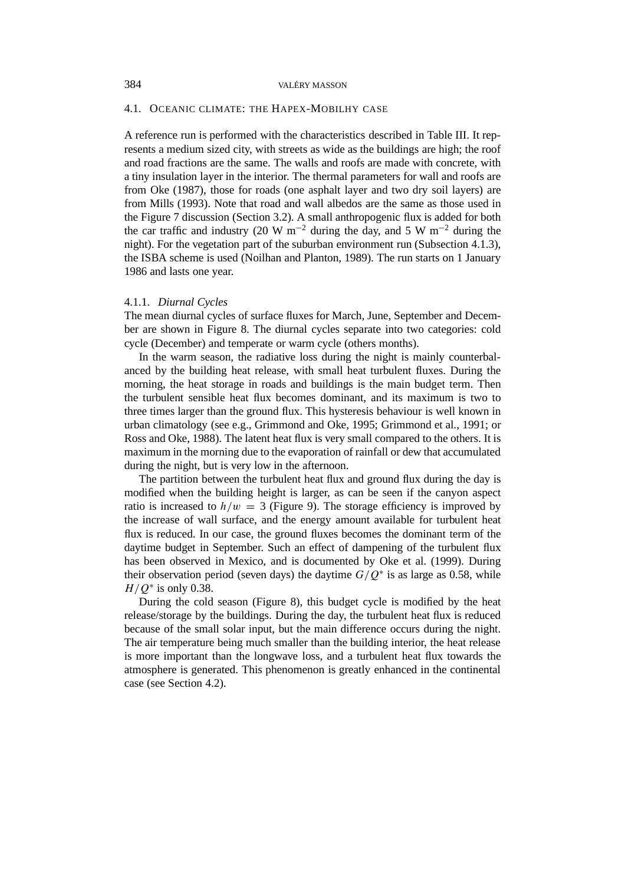### 4.1. Oceanic climate: the Hapex-Mobilhy case

A reference run is performed with the characteristics described in Table III. It represents a medium sized city, with streets as wide as the buildings are high; the roof and road fractions are the same. The walls and roofs are made with concrete, with a tiny insulation layer in the interior. The thermal parameters for wall and roofs are from Oke (1987), those for roads (one asphalt layer and two dry soil layers) are from Mills (1993). Note that road and wall albedos are the same as those used in the Figure 7 discussion (Section 3.2). A small anthropogenic flux is added for both the car traffic and industry (20 W m$^{-2}$ during the day, and 5 W m$^{-2}$ during the night). For the vegetation part of the suburban environment run (Subsection 4.1.3), the ISBA scheme is used (Noilhan and Planton, 1989). The run starts on 1 January 1986 and lasts one year.

#### 4.1.1. *Diurnal Cycles*

The mean diurnal cycles of surface fluxes for March, June, September and December are shown in Figure 8. The diurnal cycles separate into two categories: cold cycle (December) and temperate or warm cycle (others months).

In the warm season, the radiative loss during the night is mainly counterbalanced by the building heat release, with small heat turbulent fluxes. During the morning, the heat storage in roads and buildings is the main budget term. Then the turbulent sensible heat flux becomes dominant, and its maximum is two to three times larger than the ground flux. This hysteresis behaviour is well known in urban climatology (see e.g., Grimmond and Oke, 1995; Grimmond et al., 1991; or Ross and Oke, 1988). The latent heat flux is very small compared to the others. It is maximum in the morning due to the evaporation of rainfall or dew that accumulated during the night, but is very low in the afternoon.

The partition between the turbulent heat flux and ground flux during the day is modified when the building height is larger, as can be seen if the canyon aspect ratio is increased to $h/w = 3$ (Figure 9). The storage efficiency is improved by the increase of wall surface, and the energy amount available for turbulent heat flux is reduced. In our case, the ground fluxes becomes the dominant term of the daytime budget in September. Such an effect of dampening of the turbulent flux has been observed in Mexico, and is documented by Oke et al. (1999). During their observation period (seven days) the daytime $G/Q^*$ is as large as 0.58, while $H/Q^*$ is only 0.38.

During the cold season (Figure 8), this budget cycle is modified by the heat release/storage by the buildings. During the day, the turbulent heat flux is reduced because of the small solar input, but the main difference occurs during the night. The air temperature being much smaller than the building interior, the heat release is more important than the longwave loss, and a turbulent heat flux towards the atmosphere is generated. This phenomenon is greatly enhanced in the continental case (see Section 4.2).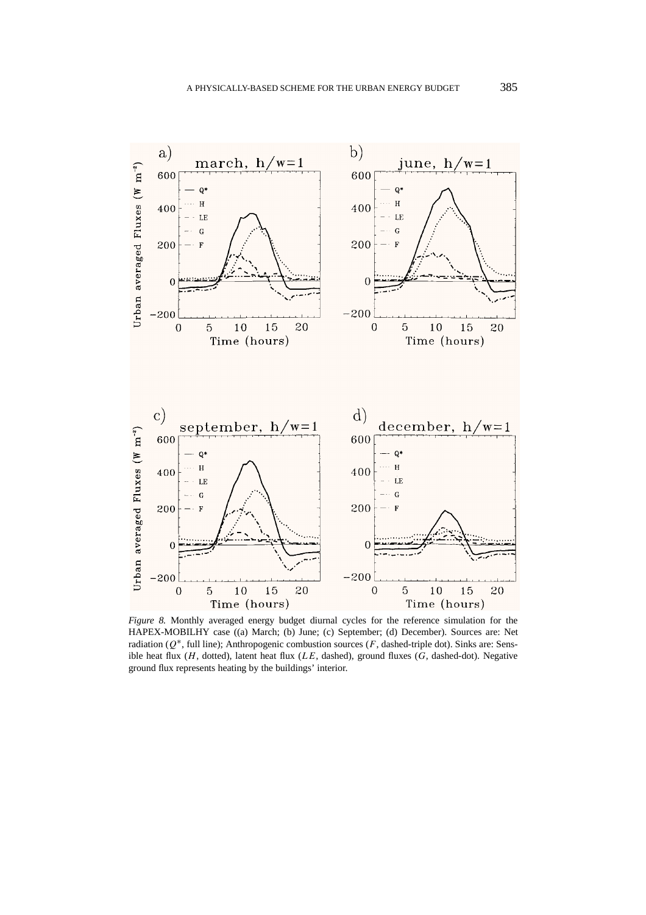*Figure 8.* Monthly averaged energy budget diurnal cycles for the reference simulation for the HAPEX-MOBILHY case ((a) March; (b) June; (c) September; (d) December). Sources are: Net radiation ($Q^*$, full line); Anthropogenic combustion sources ($F$, dashed-triple dot). Sinks are: Sensible heat flux ($H$, dotted), latent heat flux ($LE$, dashed), ground fluxes ($G$, dashed-dot). Negative ground flux represents heating by the buildings' interior.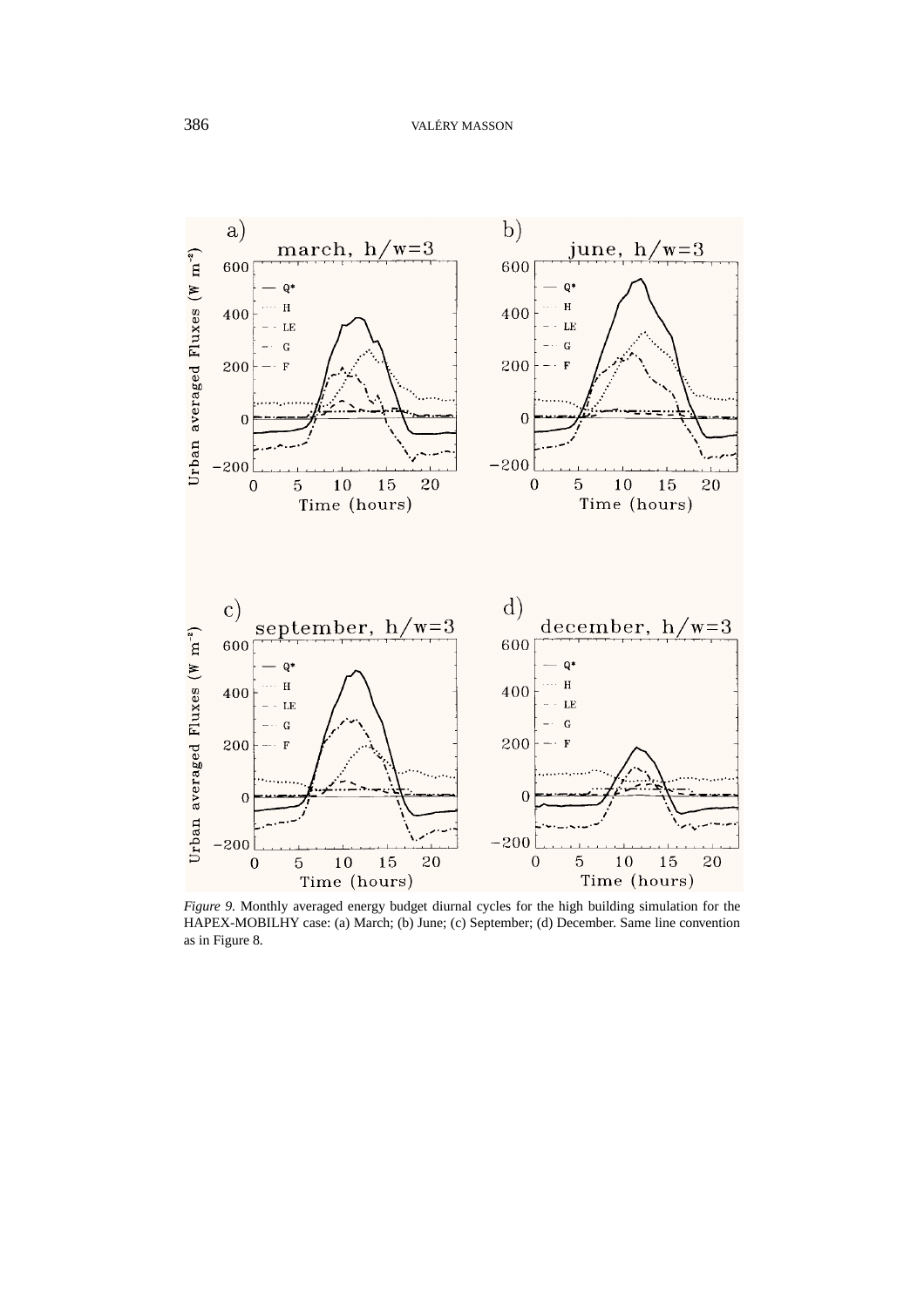*Figure 9.* Monthly averaged energy budget diurnal cycles for the high building simulation for the HAPEX-MOBILHY case: (a) March; (b) June; (c) September; (d) December. Same line convention as in Figure 8.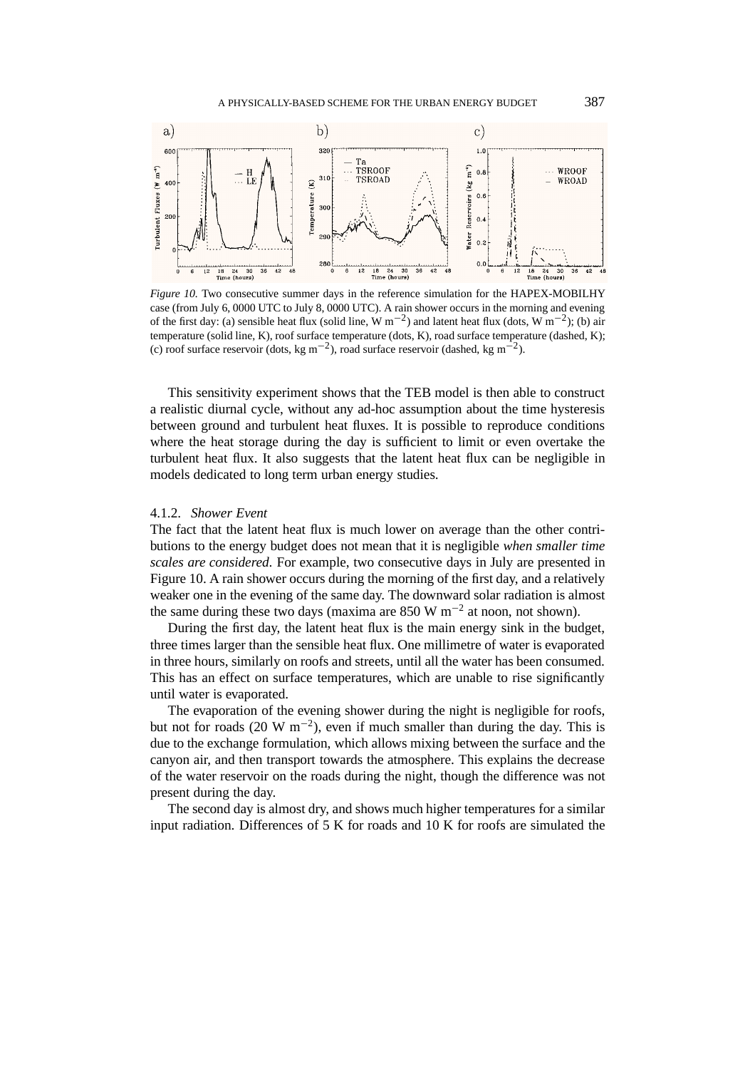*Figure 10.* Two consecutive summer days in the reference simulation for the HAPEX-MOBILHY case (from July 6, 0000 UTC to July 8, 0000 UTC). A rain shower occurs in the morning and evening of the first day: (a) sensible heat flux (solid line, W m$^{-2}$) and latent heat flux (dots, W m$^{-2}$); (b) air temperature (solid line, K), roof surface temperature (dots, K), road surface temperature (dashed, K); (c) roof surface reservoir (dots, kg m$^{-2}$), road surface reservoir (dashed, kg m$^{-2}$).

This sensitivity experiment shows that the TEB model is then able to construct a realistic diurnal cycle, without any ad-hoc assumption about the time hysteresis between ground and turbulent heat fluxes. It is possible to reproduce conditions where the heat storage during the day is sufficient to limit or even overtake the turbulent heat flux. It also suggests that the latent heat flux can be negligible in models dedicated to long term urban energy studies.

#### 4.1.2. *Shower Event*

The fact that the latent heat flux is much lower on average than the other contributions to the energy budget does not mean that it is negligible *when smaller time scales are considered*. For example, two consecutive days in July are presented in Figure 10. A rain shower occurs during the morning of the first day, and a relatively weaker one in the evening of the same day. The downward solar radiation is almost the same during these two days (maxima are 850 W m$^{-2}$ at noon, not shown).

During the first day, the latent heat flux is the main energy sink in the budget, three times larger than the sensible heat flux. One millimetre of water is evaporated in three hours, similarly on roofs and streets, until all the water has been consumed. This has an effect on surface temperatures, which are unable to rise significantly until water is evaporated.

The evaporation of the evening shower during the night is negligible for roofs, but not for roads (20 W m$^{-2}$), even if much smaller than during the day. This is due to the exchange formulation, which allows mixing between the surface and the canyon air, and then transport towards the atmosphere. This explains the decrease of the water reservoir on the roads during the night, though the difference was not present during the day.

The second day is almost dry, and shows much higher temperatures for a similar input radiation. Differences of 5 K for roads and 10 K for roofs are simulated the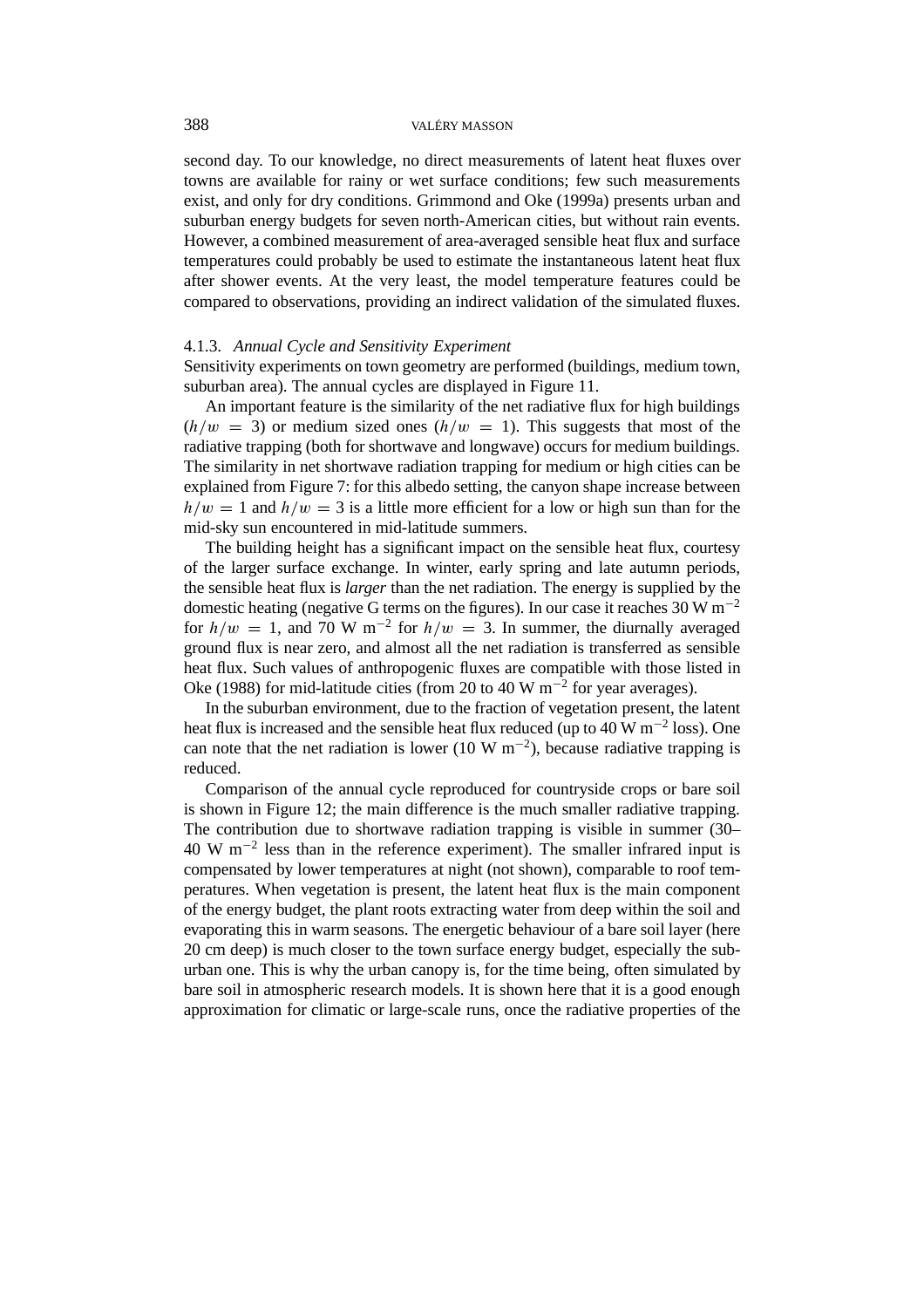second day. To our knowledge, no direct measurements of latent heat fluxes over towns are available for rainy or wet surface conditions; few such measurements exist, and only for dry conditions. Grimmond and Oke (1999a) presents urban and suburban energy budgets for seven north-American cities, but without rain events. However, a combined measurement of area-averaged sensible heat flux and surface temperatures could probably be used to estimate the instantaneous latent heat flux after shower events. At the very least, the model temperature features could be compared to observations, providing an indirect validation of the simulated fluxes.

#### 4.1.3. *Annual Cycle and Sensitivity Experiment*

Sensitivity experiments on town geometry are performed (buildings, medium town, suburban area). The annual cycles are displayed in Figure 11.

An important feature is the similarity of the net radiative flux for high buildings ($h/w = 3$) or medium sized ones ($h/w = 1$). This suggests that most of the radiative trapping (both for shortwave and longwave) occurs for medium buildings. The similarity in net shortwave radiation trapping for medium or high cities can be explained from Figure 7: for this albedo setting, the canyon shape increase between $h/w = 1$ and $h/w = 3$ is a little more efficient for a low or high sun than for the mid-sky sun encountered in mid-latitude summers.

The building height has a significant impact on the sensible heat flux, courtesy of the larger surface exchange. In winter, early spring and late autumn periods, the sensible heat flux is *larger* than the net radiation. The energy is supplied by the domestic heating (negative G terms on the figures). In our case it reaches 30 W m$^{-2}$ for $h/w = 1$, and 70 W m$^{-2}$ for $h/w = 3$. In summer, the diurnally averaged ground flux is near zero, and almost all the net radiation is transferred as sensible heat flux. Such values of anthropogenic fluxes are compatible with those listed in Oke (1988) for mid-latitude cities (from 20 to 40 W m$^{-2}$ for year averages).

In the suburban environment, due to the fraction of vegetation present, the latent heat flux is increased and the sensible heat flux reduced (up to 40 W m$^{-2}$ loss). One can note that the net radiation is lower (10 W m$^{-2}$), because radiative trapping is reduced.

Comparison of the annual cycle reproduced for countryside crops or bare soil is shown in Figure 12; the main difference is the much smaller radiative trapping. The contribution due to shortwave radiation trapping is visible in summer (30–40 W m$^{-2}$ less than in the reference experiment). The smaller infrared input is compensated by lower temperatures at night (not shown), comparable to roof temperatures. When vegetation is present, the latent heat flux is the main component of the energy budget, the plant roots extracting water from deep within the soil and evaporating this in warm seasons. The energetic behaviour of a bare soil layer (here 20 cm deep) is much closer to the town surface energy budget, especially the suburban one. This is why the urban canopy is, for the time being, often simulated by bare soil in atmospheric research models. It is shown here that it is a good enough approximation for climatic or large-scale runs, once the radiative properties of the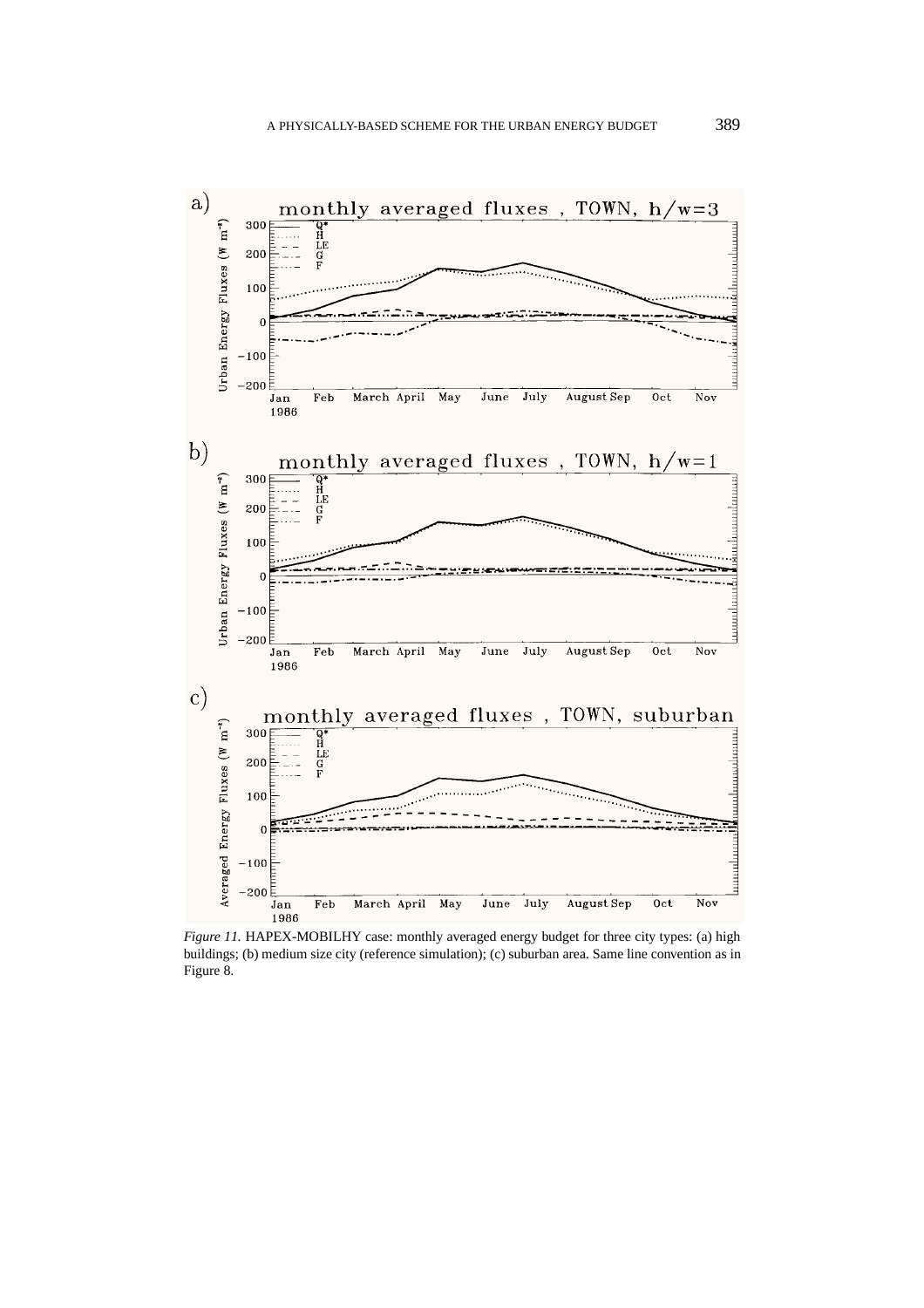*Figure 11.* HAPEX-MOBILHY case: monthly averaged energy budget for three city types: (a) high buildings; (b) medium size city (reference simulation); (c) suburban area. Same line convention as in Figure 8.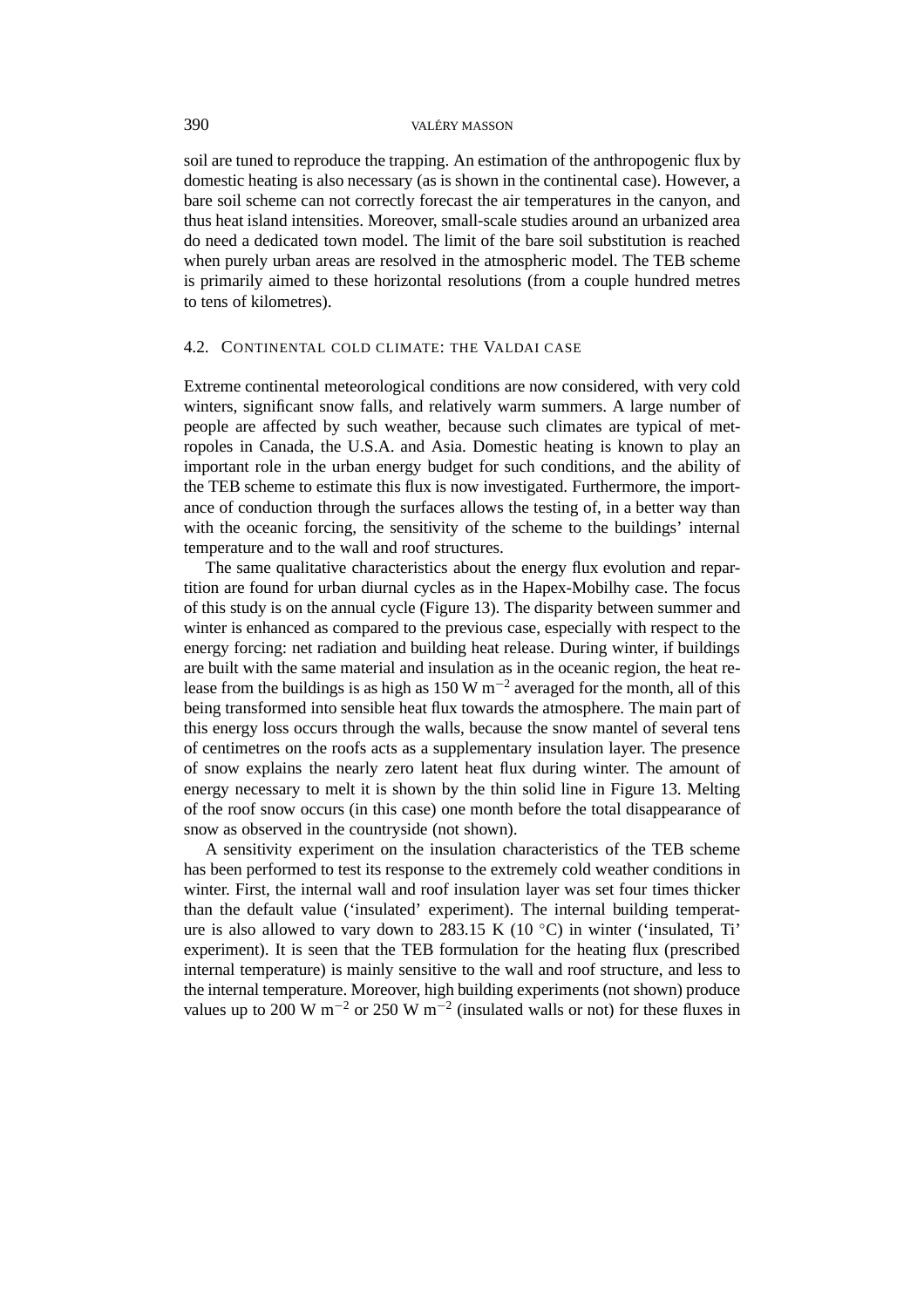soil are tuned to reproduce the trapping. An estimation of the anthropogenic flux by domestic heating is also necessary (as is shown in the continental case). However, a bare soil scheme can not correctly forecast the air temperatures in the canyon, and thus heat island intensities. Moreover, small-scale studies around an urbanized area do need a dedicated town model. The limit of the bare soil substitution is reached when purely urban areas are resolved in the atmospheric model. The TEB scheme is primarily aimed to these horizontal resolutions (from a couple hundred metres to tens of kilometres).

### 4.2. Continental Cold Climate: The Valdai Case

Extreme continental meteorological conditions are now considered, with very cold winters, significant snow falls, and relatively warm summers. A large number of people are affected by such weather, because such climates are typical of metropoles in Canada, the U.S.A. and Asia. Domestic heating is known to play an important role in the urban energy budget for such conditions, and the ability of the TEB scheme to estimate this flux is now investigated. Furthermore, the importance of conduction through the surfaces allows the testing of, in a better way than with the oceanic forcing, the sensitivity of the scheme to the buildings' internal temperature and to the wall and roof structures.

The same qualitative characteristics about the energy flux evolution and repartition are found for urban diurnal cycles as in the Hapex-Mobilhy case. The focus of this study is on the annual cycle (Figure 13). The disparity between summer and winter is enhanced as compared to the previous case, especially with respect to the energy forcing: net radiation and building heat release. During winter, if buildings are built with the same material and insulation as in the oceanic region, the heat release from the buildings is as high as 150 W $m^{-2}$ averaged for the month, all of this being transformed into sensible heat flux towards the atmosphere. The main part of this energy loss occurs through the walls, because the snow mantel of several tens of centimetres on the roofs acts as a supplementary insulation layer. The presence of snow explains the nearly zero latent heat flux during winter. The amount of energy necessary to melt it is shown by the thin solid line in Figure 13. Melting of the roof snow occurs (in this case) one month before the total disappearance of snow as observed in the countryside (not shown).

A sensitivity experiment on the insulation characteristics of the TEB scheme has been performed to test its response to the extremely cold weather conditions in winter. First, the internal wall and roof insulation layer was set four times thicker than the default value ('insulated' experiment). The internal building temperature is also allowed to vary down to 283.15 K (10 °C) in winter ('insulated, Ti' experiment). It is seen that the TEB formulation for the heating flux (prescribed internal temperature) is mainly sensitive to the wall and roof structure, and less to the internal temperature. Moreover, high building experiments (not shown) produce values up to 200 W $m^{-2}$ or 250 W $m^{-2}$ (insulated walls or not) for these fluxes in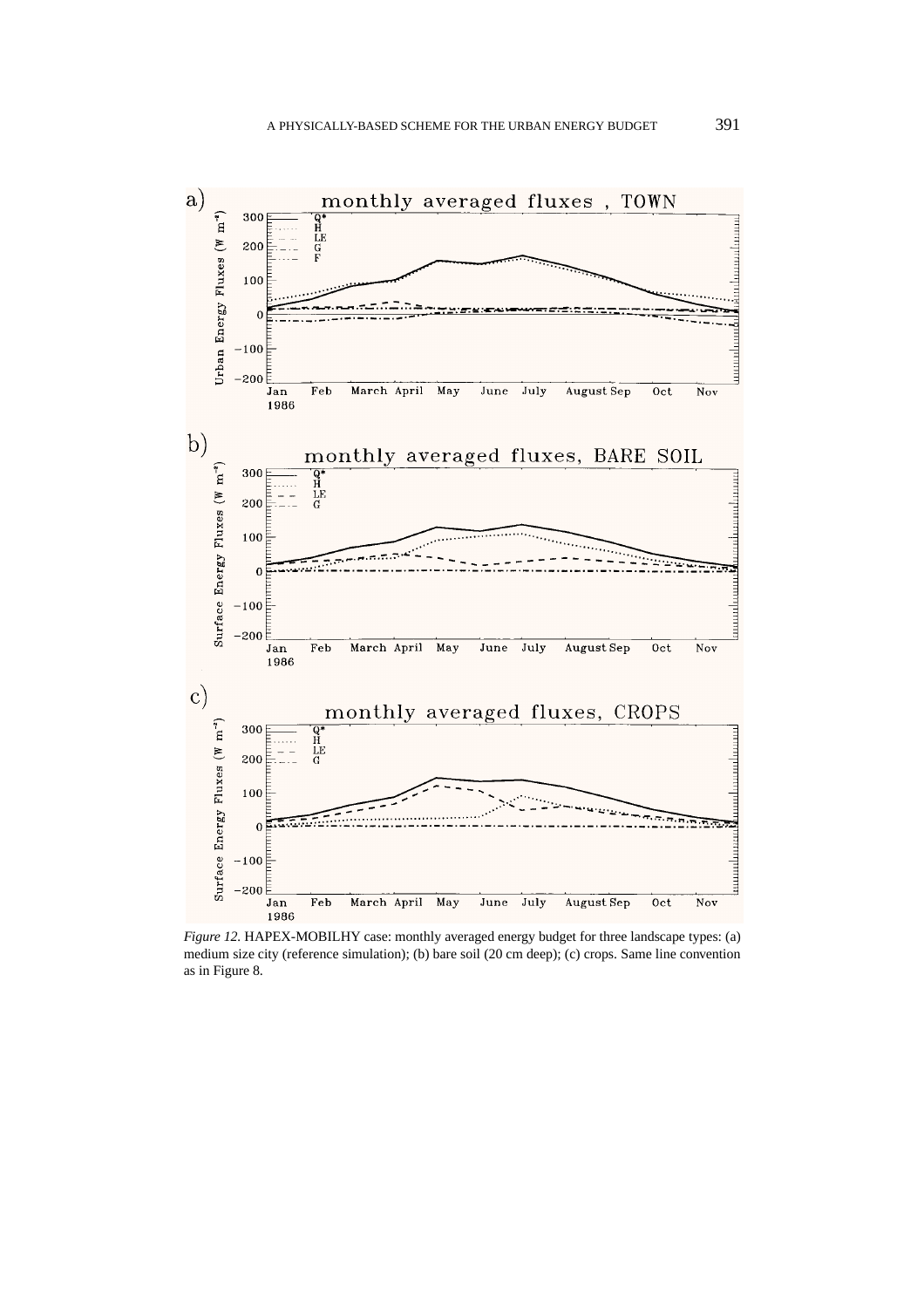*Figure 12.* HAPEX-MOBILHY case: monthly averaged energy budget for three landscape types: (a) medium size city (reference simulation); (b) bare soil (20 cm deep); (c) crops. Same line convention as in Figure 8.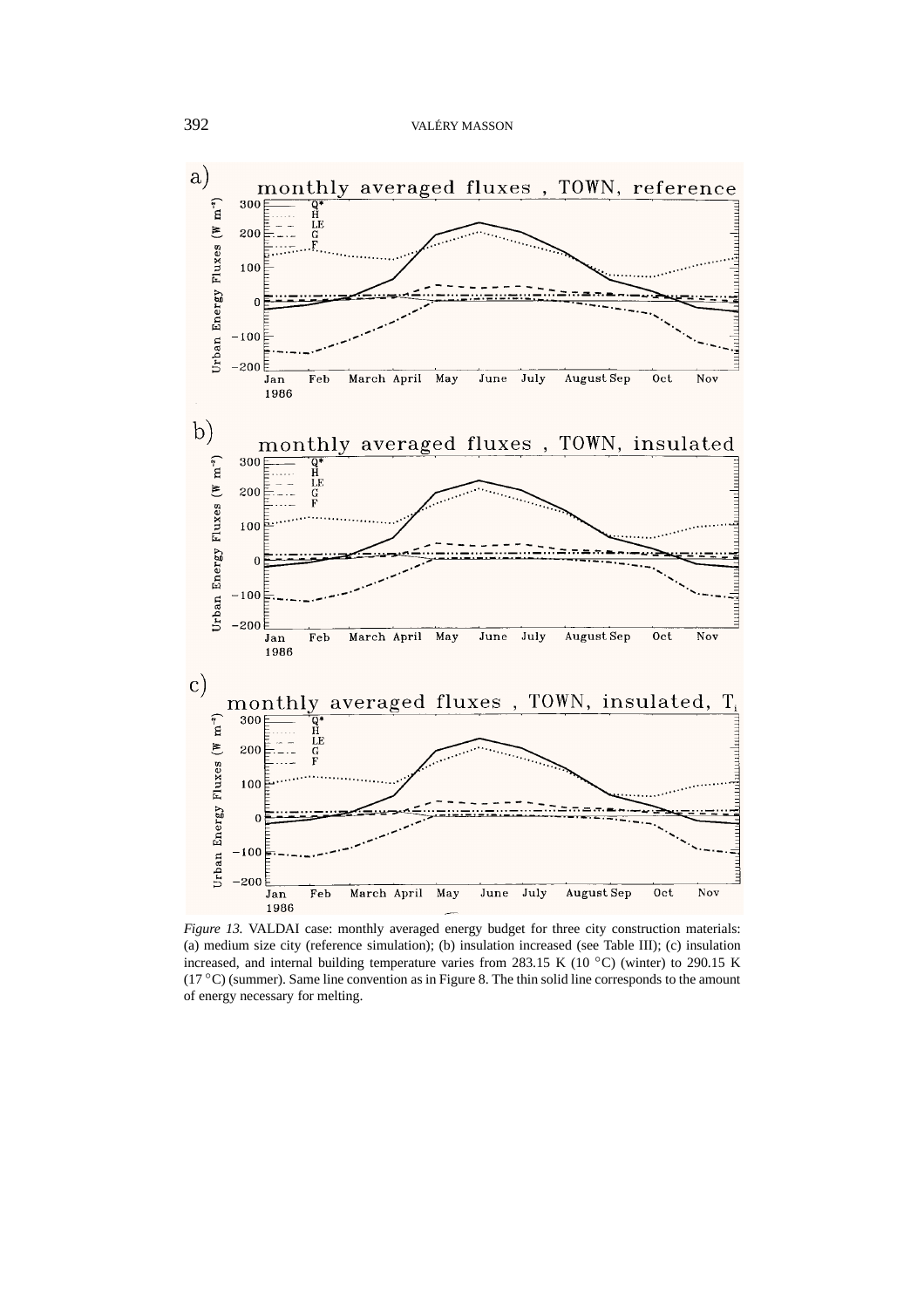*Figure 13.* VALDAI case: monthly averaged energy budget for three city construction materials: (a) medium size city (reference simulation); (b) insulation increased (see Table III); (c) insulation increased, and internal building temperature varies from 283.15 K (10 °C) (winter) to 290.15 K (17 °C) (summer). Same line convention as in Figure 8. The thin solid line corresponds to the amount of energy necessary for melting.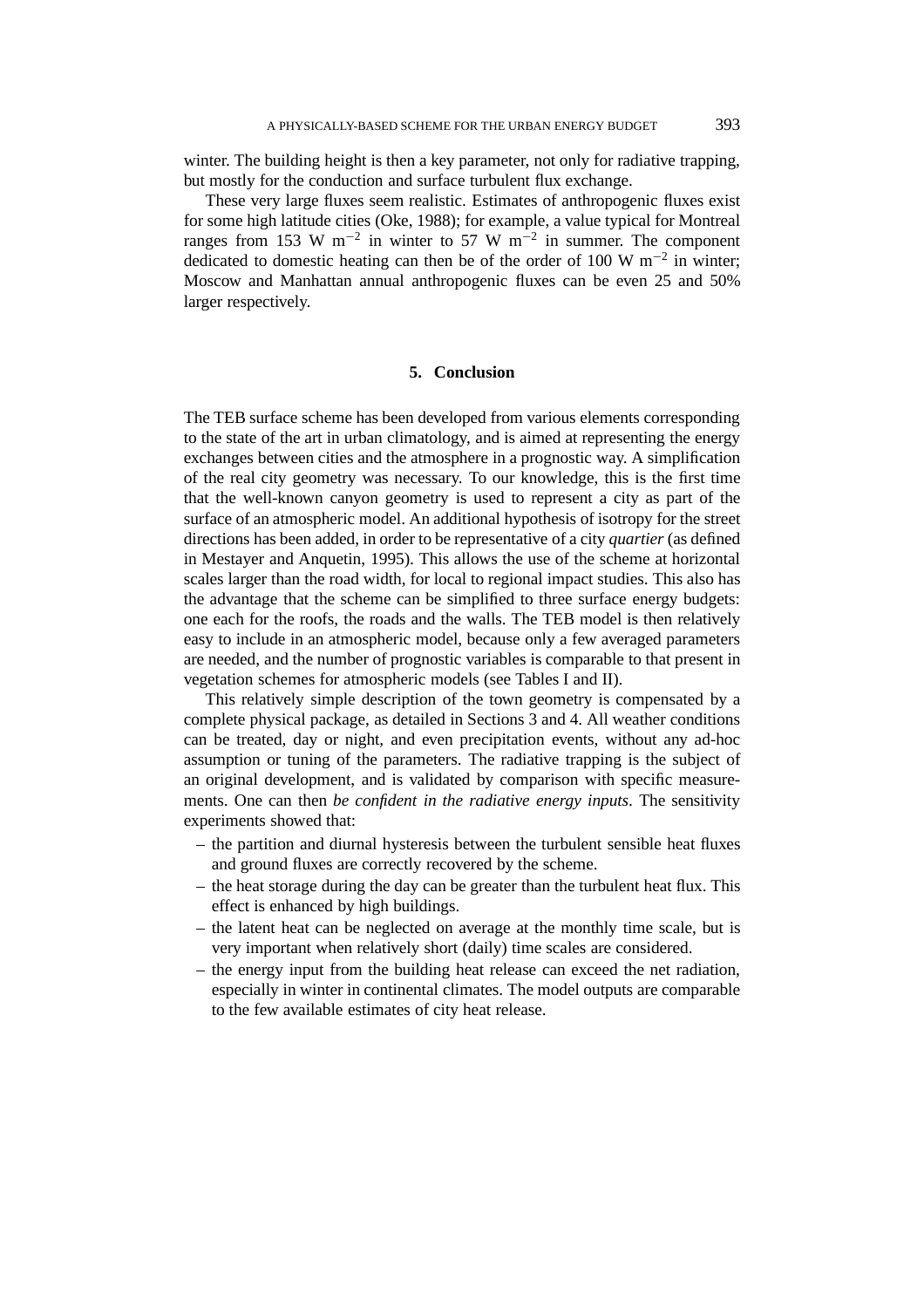winter. The building height is then a key parameter, not only for radiative trapping, but mostly for the conduction and surface turbulent flux exchange.

These very large fluxes seem realistic. Estimates of anthropogenic fluxes exist for some high latitude cities (Oke, 1988); for example, a value typical for Montreal ranges from 153 W $m^{-2}$ in winter to 57 W $m^{-2}$ in summer. The component dedicated to domestic heating can then be of the order of 100 W $m^{-2}$ in winter; Moscow and Manhattan annual anthropogenic fluxes can be even 25 and 50% larger respectively.

## 5. Conclusion

The TEB surface scheme has been developed from various elements corresponding to the state of the art in urban climatology, and is aimed at representing the energy exchanges between cities and the atmosphere in a prognostic way. A simplification of the real city geometry was necessary. To our knowledge, this is the first time that the well-known canyon geometry is used to represent a city as part of the surface of an atmospheric model. An additional hypothesis of isotropy for the street directions has been added, in order to be representative of a city *quartier* (as defined in Mestayer and Anquetin, 1995). This allows the use of the scheme at horizontal scales larger than the road width, for local to regional impact studies. This also has the advantage that the scheme can be simplified to three surface energy budgets: one each for the roofs, the roads and the walls. The TEB model is then relatively easy to include in an atmospheric model, because only a few averaged parameters are needed, and the number of prognostic variables is comparable to that present in vegetation schemes for atmospheric models (see Tables I and II).

This relatively simple description of the town geometry is compensated by a complete physical package, as detailed in Sections 3 and 4. All weather conditions can be treated, day or night, and even precipitation events, without any ad-hoc assumption or tuning of the parameters. The radiative trapping is the subject of an original development, and is validated by comparison with specific measurements. One can then *be confident in the radiative energy inputs*. The sensitivity experiments showed that:

- the partition and diurnal hysteresis between the turbulent sensible heat fluxes and ground fluxes are correctly recovered by the scheme.
- the heat storage during the day can be greater than the turbulent heat flux. This effect is enhanced by high buildings.
- the latent heat can be neglected on average at the monthly time scale, but is very important when relatively short (daily) time scales are considered.
- the energy input from the building heat release can exceed the net radiation, especially in winter in continental climates. The model outputs are comparable to the few available estimates of city heat release.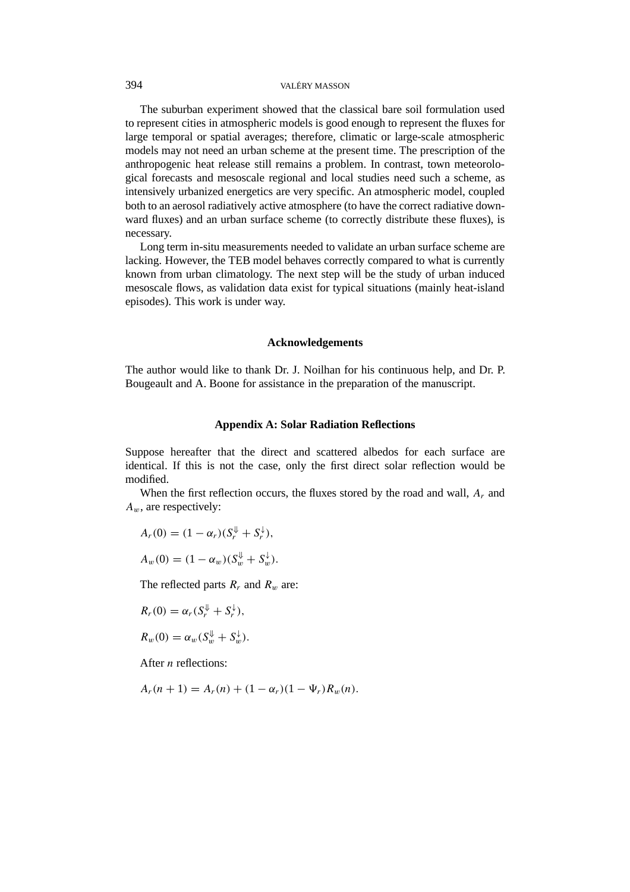The suburban experiment showed that the classical bare soil formulation used to represent cities in atmospheric models is good enough to represent the fluxes for large temporal or spatial averages; therefore, climatic or large-scale atmospheric models may not need an urban scheme at the present time. The prescription of the anthropogenic heat release still remains a problem. In contrast, town meteorological forecasts and mesoscale regional and local studies need such a scheme, as intensively urbanized energetics are very specific. An atmospheric model, coupled both to an aerosol radiatively active atmosphere (to have the correct radiative downward fluxes) and an urban surface scheme (to correctly distribute these fluxes), is necessary.

Long term in-situ measurements needed to validate an urban surface scheme are lacking. However, the TEB model behaves correctly compared to what is currently known from urban climatology. The next step will be the study of urban induced mesoscale flows, as validation data exist for typical situations (mainly heat-island episodes). This work is under way.

## Acknowledgements

The author would like to thank Dr. J. Noilhan for his continuous help, and Dr. P. Bougeault and A. Boone for assistance in the preparation of the manuscript.

## Appendix A: Solar Radiation Reflections

Suppose hereafter that the direct and scattered albedos for each surface are identical. If this is not the case, only the first direct solar reflection would be modified.

When the first reflection occurs, the fluxes stored by the road and wall, $A_r$ and $A_w$, are respectively:

$$A_r(0) = (1 - \alpha_r)(S_r^{\Downarrow} + S_r^{\downarrow}),$$

$$A_w(0) = (1 - \alpha_w)(S_w^{\Downarrow} + S_w^{\downarrow}).$$

The reflected parts $R_r$ and $R_w$ are:

$$R_r(0) = \alpha_r(S_r^{\Downarrow} + S_r^{\downarrow}),$$

$$R_w(0) = \alpha_w(S_w^{\Downarrow} + S_w^{\downarrow}).$$

After $n$ reflections:

$$A_r(n+1) = A_r(n) + (1 - \alpha_r)(1 - \Psi_r)R_w(n).$$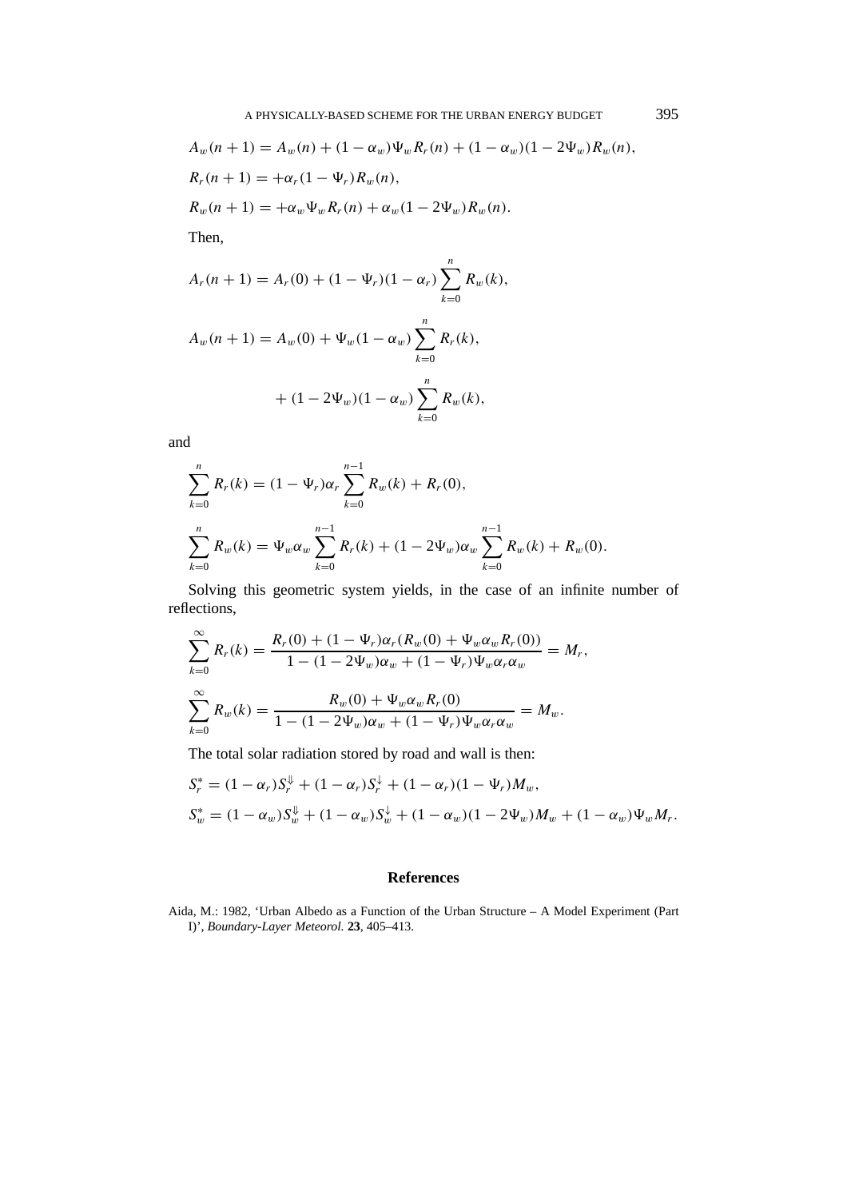$$A_w(n+1) = A_w(n) + (1-\alpha_w)\Psi_w R_r(n) + (1-\alpha_w)(1-2\Psi_w)R_w(n),$$

$$R_r(n+1) = +\alpha_r(1-\Psi_r)R_w(n),$$

$$R_w(n+1) = +\alpha_w \Psi_w R_r(n) + \alpha_w(1-2\Psi_w)R_w(n).$$

Then,

$$A_r(n+1) = A_r(0) + (1-\Psi_r)(1-\alpha_r)\sum_{k=0}^{n} R_w(k),$$

$$A_w(n+1) = A_w(0) + \Psi_w(1-\alpha_w)\sum_{k=0}^{n} R_r(k),$$

$$+ (1-2\Psi_w)(1-\alpha_w)\sum_{k=0}^{n} R_w(k),$$

and

$$\sum_{k=0}^{n} R_r(k) = (1-\Psi_r)\alpha_r \sum_{k=0}^{n-1} R_w(k) + R_r(0),$$

$$\sum_{k=0}^{n} R_w(k) = \Psi_w \alpha_w \sum_{k=0}^{n-1} R_r(k) + (1-2\Psi_w)\alpha_w \sum_{k=0}^{n-1} R_w(k) + R_w(0).$$

Solving this geometric system yields, in the case of an infinite number of reflections,

$$\sum_{k=0}^{\infty} R_r(k) = \frac{R_r(0) + (1-\Psi_r)\alpha_r(R_w(0) + \Psi_w \alpha_w R_r(0))}{1-(1-2\Psi_w)\alpha_w + (1-\Psi_r)\Psi_w \alpha_r \alpha_w} = M_r,$$

$$\sum_{k=0}^{\infty} R_w(k) = \frac{R_w(0) + \Psi_w \alpha_w R_r(0)}{1-(1-2\Psi_w)\alpha_w + (1-\Psi_r)\Psi_w \alpha_r \alpha_w} = M_w.$$

The total solar radiation stored by road and wall is then:

$$S_r^* = (1-\alpha_r)S_r^{\Downarrow} + (1-\alpha_r)S_r^{\downarrow} + (1-\alpha_r)(1-\Psi_r)M_w,$$

$$S_w^* = (1-\alpha_w)S_w^{\Downarrow} + (1-\alpha_w)S_w^{\downarrow} + (1-\alpha_w)(1-2\Psi_w)M_w + (1-\alpha_w)\Psi_w M_r.$$

## References

Aida, M.: 1982, 'Urban Albedo as a Function of the Urban Structure – A Model Experiment (Part I)', *Boundary-Layer Meteorol.* **23**, 405–413.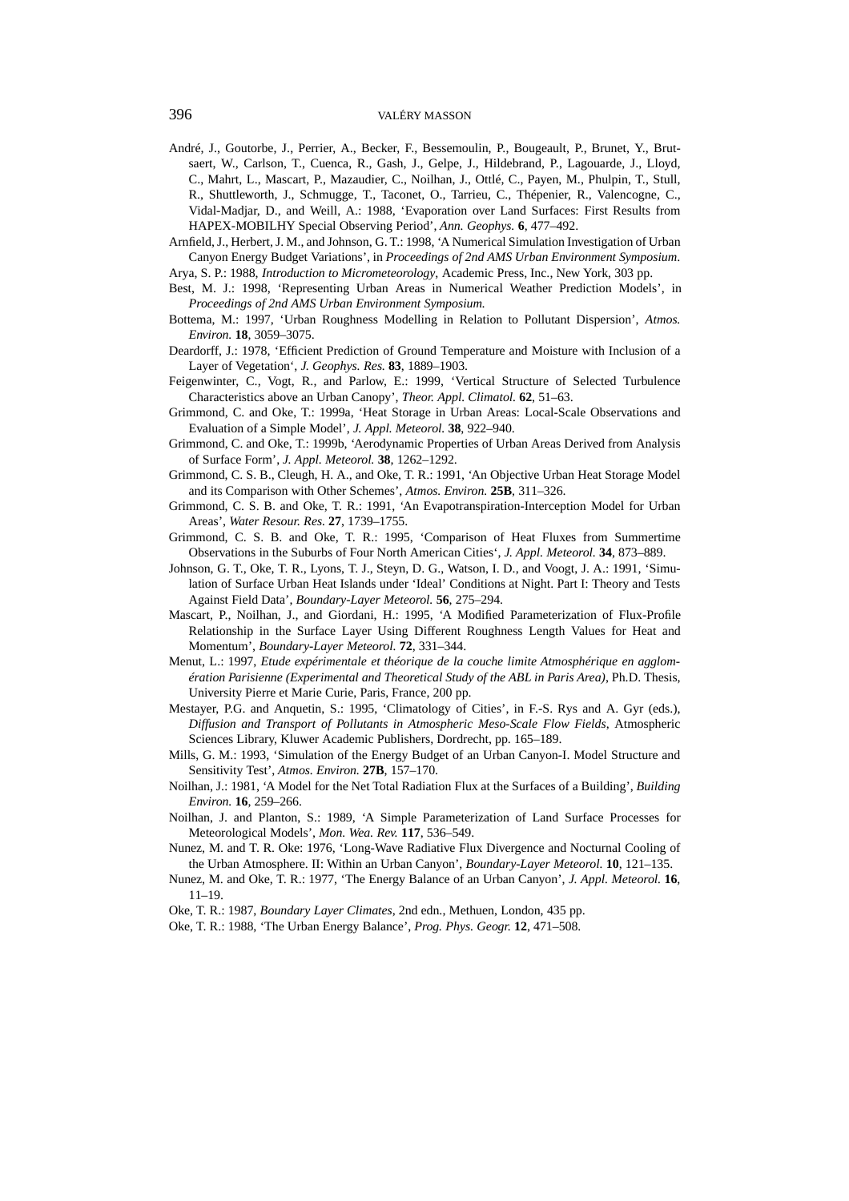André, J., Goutorbe, J., Perrier, A., Becker, F., Bessemoulin, P., Bougeault, P., Brunet, Y., Brutsaert, W., Carlson, T., Cuenca, R., Gash, J., Gelpe, J., Hildebrand, P., Lagouarde, J., Lloyd, C., Mahrt, L., Mascart, P., Mazaudier, C., Noilhan, J., Ottlé, C., Payen, M., Phulpin, T., Stull, R., Shuttleworth, J., Schmugge, T., Taconet, O., Tarrieu, C., Thépenier, R., Valencogne, C., Vidal-Madjar, D., and Weill, A.: 1988, 'Evaporation over Land Surfaces: First Results from HAPEX-MOBILHY Special Observing Period', *Ann. Geophys.* **6**, 477–492.

Arnfield, J., Herbert, J. M., and Johnson, G. T.: 1998, 'A Numerical Simulation Investigation of Urban Canyon Energy Budget Variations', in *Proceedings of 2nd AMS Urban Environment Symposium*.

Arya, S. P.: 1988, *Introduction to Micrometeorology*, Academic Press, Inc., New York, 303 pp.

Best, M. J.: 1998, 'Representing Urban Areas in Numerical Weather Prediction Models', in *Proceedings of 2nd AMS Urban Environment Symposium.*

Bottema, M.: 1997, 'Urban Roughness Modelling in Relation to Pollutant Dispersion', *Atmos. Environ.* **18**, 3059–3075.

Deardorff, J.: 1978, 'Efficient Prediction of Ground Temperature and Moisture with Inclusion of a Layer of Vegetation', *J. Geophys. Res.* **83**, 1889–1903.

Feigenwinter, C., Vogt, R., and Parlow, E.: 1999, 'Vertical Structure of Selected Turbulence Characteristics above an Urban Canopy', *Theor. Appl. Climatol.* **62**, 51–63.

Grimmond, C. and Oke, T.: 1999a, 'Heat Storage in Urban Areas: Local-Scale Observations and Evaluation of a Simple Model', *J. Appl. Meteorol.* **38**, 922–940.

Grimmond, C. and Oke, T.: 1999b, 'Aerodynamic Properties of Urban Areas Derived from Analysis of Surface Form', *J. Appl. Meteorol.* **38**, 1262–1292.

Grimmond, C. S. B., Cleugh, H. A., and Oke, T. R.: 1991, 'An Objective Urban Heat Storage Model and its Comparison with Other Schemes', *Atmos. Environ.* **25B**, 311–326.

Grimmond, C. S. B. and Oke, T. R.: 1991, 'An Evapotranspiration-Interception Model for Urban Areas', *Water Resour. Res.* **27**, 1739–1755.

Grimmond, C. S. B. and Oke, T. R.: 1995, 'Comparison of Heat Fluxes from Summertime Observations in the Suburbs of Four North American Cities', *J. Appl. Meteorol.* **34**, 873–889.

Johnson, G. T., Oke, T. R., Lyons, T. J., Steyn, D. G., Watson, I. D., and Voogt, J. A.: 1991, 'Simulation of Surface Urban Heat Islands under 'Ideal' Conditions at Night. Part I: Theory and Tests Against Field Data', *Boundary-Layer Meteorol.* **56**, 275–294.

Mascart, P., Noilhan, J., and Giordani, H.: 1995, 'A Modified Parameterization of Flux-Profile Relationship in the Surface Layer Using Different Roughness Length Values for Heat and Momentum', *Boundary-Layer Meteorol.* **72**, 331–344.

Menut, L.: 1997, *Etude expérimentale et théorique de la couche limite Atmosphérique en agglomération Parisienne (Experimental and Theoretical Study of the ABL in Paris Area)*, Ph.D. Thesis, University Pierre et Marie Curie, Paris, France, 200 pp.

Mestayer, P.G. and Anquetin, S.: 1995, 'Climatology of Cities', in F.-S. Rys and A. Gyr (eds.), *Diffusion and Transport of Pollutants in Atmospheric Meso-Scale Flow Fields*, Atmospheric Sciences Library, Kluwer Academic Publishers, Dordrecht, pp. 165–189.

Mills, G. M.: 1993, 'Simulation of the Energy Budget of an Urban Canyon-I. Model Structure and Sensitivity Test', *Atmos. Environ.* **27B**, 157–170.

Noilhan, J.: 1981, 'A Model for the Net Total Radiation Flux at the Surfaces of a Building', *Building Environ.* **16**, 259–266.

Noilhan, J. and Planton, S.: 1989, 'A Simple Parameterization of Land Surface Processes for Meteorological Models', *Mon. Wea. Rev.* **117**, 536–549.

Nunez, M. and T. R. Oke: 1976, 'Long-Wave Radiative Flux Divergence and Nocturnal Cooling of the Urban Atmosphere. II: Within an Urban Canyon', *Boundary-Layer Meteorol.* **10**, 121–135.

Nunez, M. and Oke, T. R.: 1977, 'The Energy Balance of an Urban Canyon', *J. Appl. Meteorol.* **16**, 11–19.

Oke, T. R.: 1987, *Boundary Layer Climates*, 2nd edn., Methuen, London, 435 pp.

Oke, T. R.: 1988, 'The Urban Energy Balance', *Prog. Phys. Geogr.* **12**, 471–508.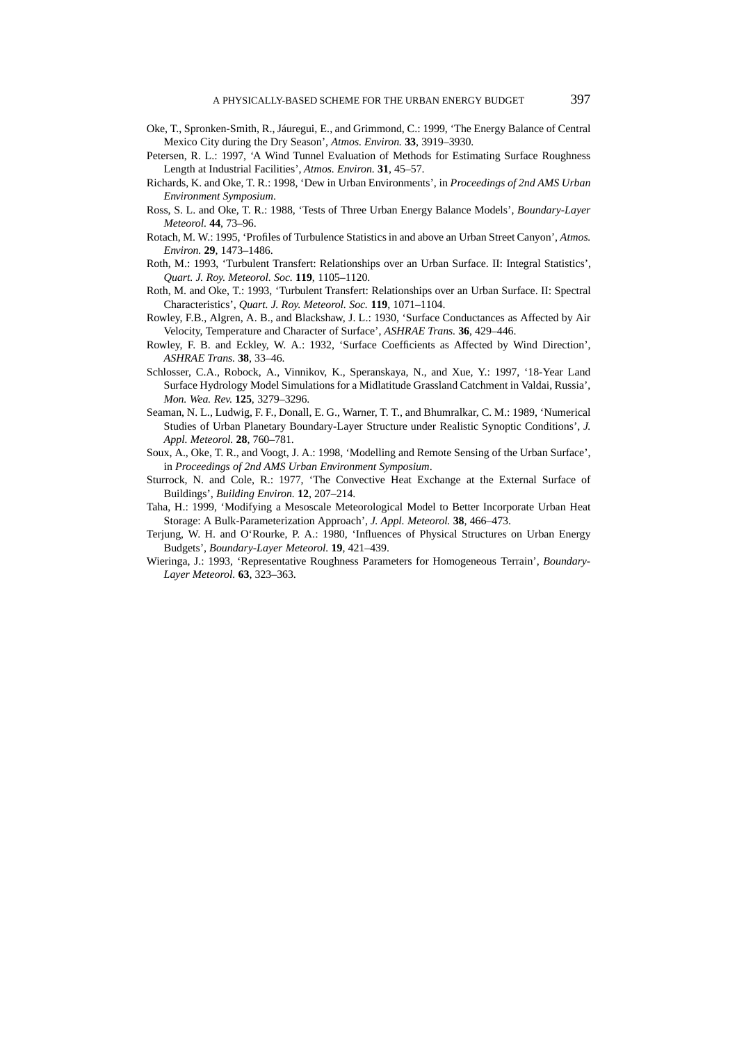Oke, T., Spronken-Smith, R., Jáuregui, E., and Grimmond, C.: 1999, 'The Energy Balance of Central Mexico City during the Dry Season', *Atmos. Environ.* **33**, 3919–3930.

Petersen, R. L.: 1997, 'A Wind Tunnel Evaluation of Methods for Estimating Surface Roughness Length at Industrial Facilities', *Atmos. Environ.* **31**, 45–57.

Richards, K. and Oke, T. R.: 1998, 'Dew in Urban Environments', in *Proceedings of 2nd AMS Urban Environment Symposium*.

Ross, S. L. and Oke, T. R.: 1988, 'Tests of Three Urban Energy Balance Models', *Boundary-Layer Meteorol.* **44**, 73–96.

Rotach, M. W.: 1995, 'Profiles of Turbulence Statistics in and above an Urban Street Canyon', *Atmos. Environ.* **29**, 1473–1486.

Roth, M.: 1993, 'Turbulent Transfert: Relationships over an Urban Surface. II: Integral Statistics', *Quart. J. Roy. Meteorol. Soc.* **119**, 1105–1120.

Roth, M. and Oke, T.: 1993, 'Turbulent Transfert: Relationships over an Urban Surface. II: Spectral Characteristics', *Quart. J. Roy. Meteorol. Soc.* **119**, 1071–1104.

Rowley, F.B., Algren, A. B., and Blackshaw, J. L.: 1930, 'Surface Conductances as Affected by Air Velocity, Temperature and Character of Surface', *ASHRAE Trans.* **36**, 429–446.

Rowley, F. B. and Eckley, W. A.: 1932, 'Surface Coefficients as Affected by Wind Direction', *ASHRAE Trans.* **38**, 33–46.

Schlosser, C.A., Robock, A., Vinnikov, K., Speranskaya, N., and Xue, Y.: 1997, '18-Year Land Surface Hydrology Model Simulations for a Midlatitude Grassland Catchment in Valdai, Russia', *Mon. Wea. Rev.* **125**, 3279–3296.

Seaman, N. L., Ludwig, F. F., Donall, E. G., Warner, T. T., and Bhumralkar, C. M.: 1989, 'Numerical Studies of Urban Planetary Boundary-Layer Structure under Realistic Synoptic Conditions', *J. Appl. Meteorol.* **28**, 760–781.

Soux, A., Oke, T. R., and Voogt, J. A.: 1998, 'Modelling and Remote Sensing of the Urban Surface', in *Proceedings of 2nd AMS Urban Environment Symposium*.

Sturrock, N. and Cole, R.: 1977, 'The Convective Heat Exchange at the External Surface of Buildings', *Building Environ.* **12**, 207–214.

Taha, H.: 1999, 'Modifying a Mesoscale Meteorological Model to Better Incorporate Urban Heat Storage: A Bulk-Parameterization Approach', *J. Appl. Meteorol.* **38**, 466–473.

Terjung, W. H. and O'Rourke, P. A.: 1980, 'Influences of Physical Structures on Urban Energy Budgets', *Boundary-Layer Meteorol.* **19**, 421–439.

Wieringa, J.: 1993, 'Representative Roughness Parameters for Homogeneous Terrain', *Boundary-Layer Meteorol.* **63**, 323–363.